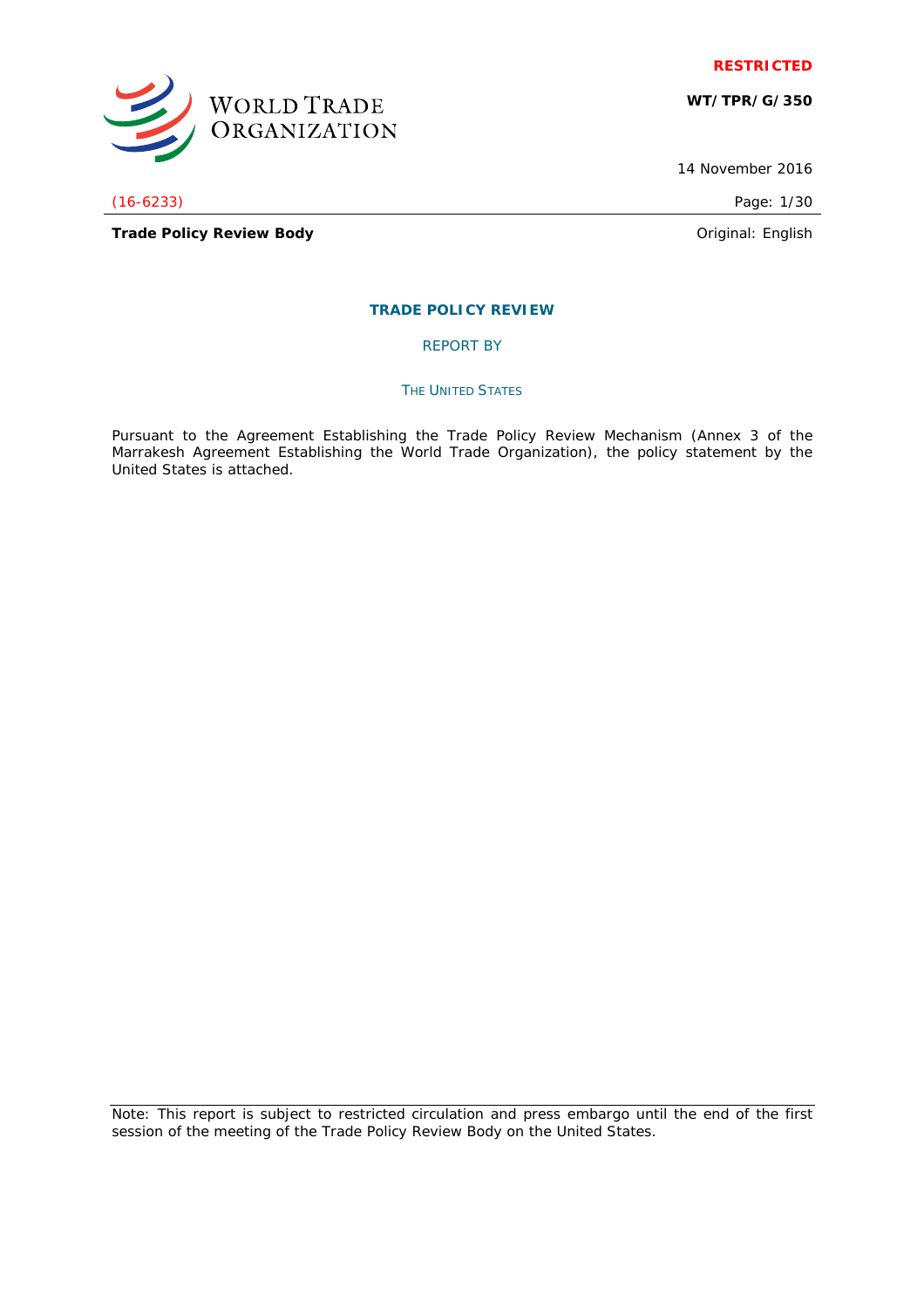**RESTRICTED**

**WT/TPR/G/350**

14 November 2016

(16-6233)

**Trade Policy Review Body**

Original: English

## TRADE POLICY REVIEW

REPORT BY

THE UNITED STATES

Pursuant to the Agreement Establishing the Trade Policy Review Mechanism (Annex 3 of the Marrakesh Agreement Establishing the World Trade Organization), the policy statement by the United States is attached.

Note: This report is subject to restricted circulation and press embargo until the end of the first session of the meeting of the Trade Policy Review Body on the United States.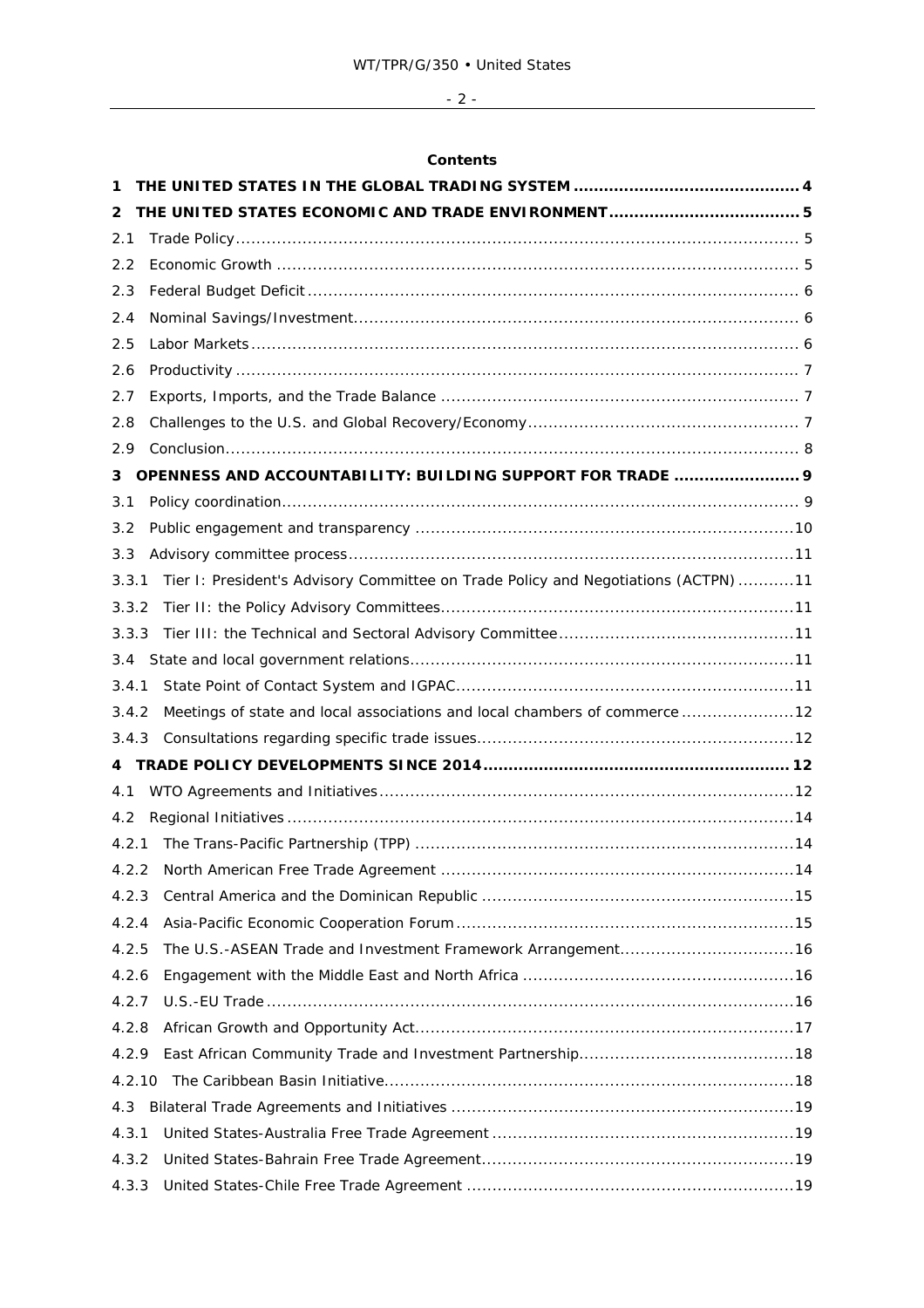**Contents**

1 THE UNITED STATES IN THE GLOBAL TRADING SYSTEM ........................................... 4
2 THE UNITED STATES ECONOMIC AND TRADE ENVIRONMENT ....................................... 5
2.1 Trade Policy ........................................................................................................ 5
2.2 Economic Growth ................................................................................................. 5
2.3 Federal Budget Deficit .......................................................................................... 6
2.4 Nominal Savings/Investment .................................................................................. 6
2.5 Labor Markets ...................................................................................................... 6
2.6 Productivity ......................................................................................................... 7
2.7 Exports, Imports, and the Trade Balance ................................................................ 7
2.8 Challenges to the U.S. and Global Recovery/Economy ............................................... 7
2.9 Conclusion ........................................................................................................... 8
3 OPENNESS AND ACCOUNTABILITY: BUILDING SUPPORT FOR TRADE ......................... 9
3.1 Policy coordination ................................................................................................ 9
3.2 Public engagement and transparency .................................................................... 10
3.3 Advisory committee process .................................................................................. 11
3.3.1 Tier I: President's Advisory Committee on Trade Policy and Negotiations (ACTPN) ........... 11
3.3.2 Tier II: the Policy Advisory Committees ................................................................ 11
3.3.3 Tier III: the Technical and Sectoral Advisory Committee .......................................... 11
3.4 State and local government relations ..................................................................... 11
3.4.1 State Point of Contact System and IGPAC ............................................................. 11
3.4.2 Meetings of state and local associations and local chambers of commerce ..................... 12
3.4.3 Consultations regarding specific trade issues .......................................................... 12
4 TRADE POLICY DEVELOPMENTS SINCE 2014 ............................................................ 12
4.1 WTO Agreements and Initiatives ............................................................................ 12
4.2 Regional Initiatives .............................................................................................. 14
4.2.1 The Trans-Pacific Partnership (TPP) ..................................................................... 14
4.2.2 North American Free Trade Agreement ................................................................. 14
4.2.3 Central America and the Dominican Republic ......................................................... 15
4.2.4 Asia-Pacific Economic Cooperation Forum .............................................................. 15
4.2.5 The U.S.-ASEAN Trade and Investment Framework Arrangement ................................. 16
4.2.6 Engagement with the Middle East and North Africa ................................................. 16
4.2.7 U.S.-EU Trade ................................................................................................... 16
4.2.8 African Growth and Opportunity Act ...................................................................... 17
4.2.9 East African Community Trade and Investment Partnership ....................................... 18
4.2.10 The Caribbean Basin Initiative ............................................................................ 18
4.3 Bilateral Trade Agreements and Initiatives .............................................................. 19
4.3.1 United States-Australia Free Trade Agreement ........................................................ 19
4.3.2 United States-Bahrain Free Trade Agreement .......................................................... 19
4.3.3 United States-Chile Free Trade Agreement ............................................................. 19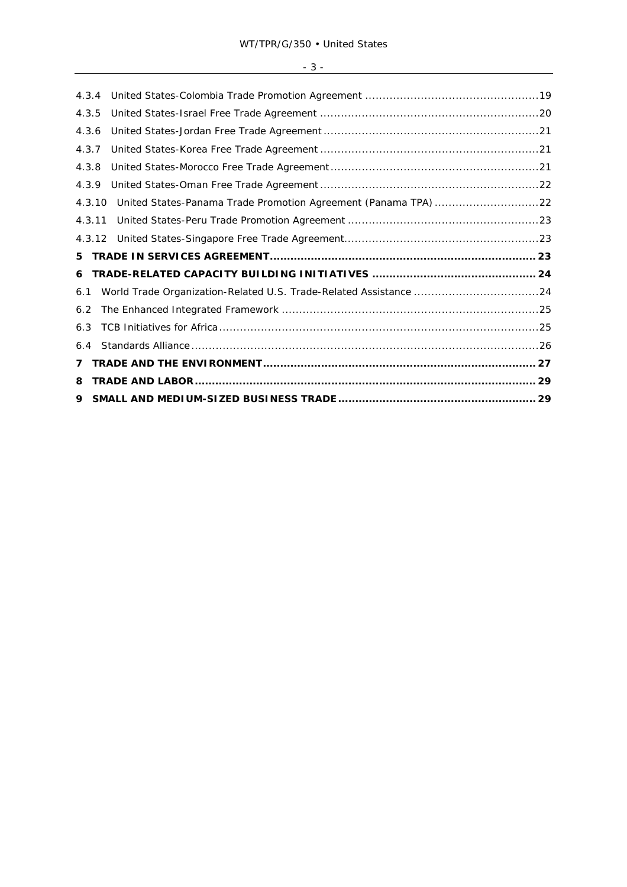4.3.4 United States-Colombia Trade Promotion Agreement ......19

4.3.5 United States-Israel Free Trade Agreement ......20

4.3.6 United States-Jordan Free Trade Agreement ......21

4.3.7 United States-Korea Free Trade Agreement ......21

4.3.8 United States-Morocco Free Trade Agreement ......21

4.3.9 United States-Oman Free Trade Agreement ......22

4.3.10 United States-Panama Trade Promotion Agreement (Panama TPA) ......22

4.3.11 United States-Peru Trade Promotion Agreement ......23

4.3.12 United States-Singapore Free Trade Agreement ......23

**5 TRADE IN SERVICES AGREEMENT ......23**

**6 TRADE-RELATED CAPACITY BUILDING INITIATIVES ......24**

6.1 World Trade Organization-Related U.S. Trade-Related Assistance ......24

6.2 The Enhanced Integrated Framework ......25

6.3 TCB Initiatives for Africa ......25

6.4 Standards Alliance ......26

**7 TRADE AND THE ENVIRONMENT ......27**

**8 TRADE AND LABOR ......29**

**9 SMALL AND MEDIUM-SIZED BUSINESS TRADE ......29**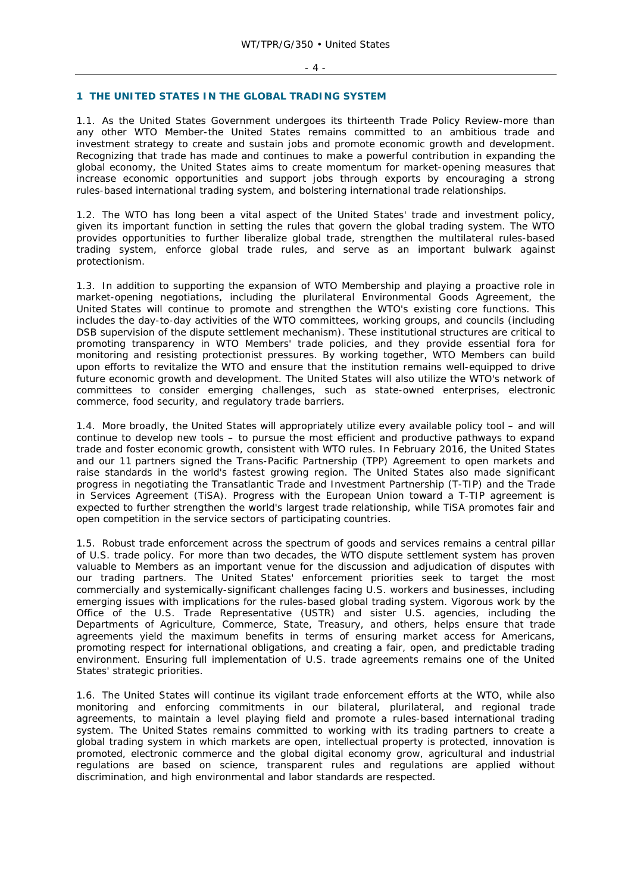## 1 THE UNITED STATES IN THE GLOBAL TRADING SYSTEM

1.1. As the United States Government undergoes its thirteenth Trade Policy Review-more than any other WTO Member-the United States remains committed to an ambitious trade and investment strategy to create and sustain jobs and promote economic growth and development. Recognizing that trade has made and continues to make a powerful contribution in expanding the global economy, the United States aims to create momentum for market-opening measures that increase economic opportunities and support jobs through exports by encouraging a strong rules-based international trading system, and bolstering international trade relationships.

1.2. The WTO has long been a vital aspect of the United States' trade and investment policy, given its important function in setting the rules that govern the global trading system. The WTO provides opportunities to further liberalize global trade, strengthen the multilateral rules-based trading system, enforce global trade rules, and serve as an important bulwark against protectionism.

1.3. In addition to supporting the expansion of WTO Membership and playing a proactive role in market-opening negotiations, including the plurilateral Environmental Goods Agreement, the United States will continue to promote and strengthen the WTO's existing core functions. This includes the day-to-day activities of the WTO committees, working groups, and councils (including DSB supervision of the dispute settlement mechanism). These institutional structures are critical to promoting transparency in WTO Members' trade policies, and they provide essential fora for monitoring and resisting protectionist pressures. By working together, WTO Members can build upon efforts to revitalize the WTO and ensure that the institution remains well-equipped to drive future economic growth and development. The United States will also utilize the WTO's network of committees to consider emerging challenges, such as state-owned enterprises, electronic commerce, food security, and regulatory trade barriers.

1.4. More broadly, the United States will appropriately utilize every available policy tool – and will continue to develop new tools – to pursue the most efficient and productive pathways to expand trade and foster economic growth, consistent with WTO rules. In February 2016, the United States and our 11 partners signed the Trans-Pacific Partnership (TPP) Agreement to open markets and raise standards in the world's fastest growing region. The United States also made significant progress in negotiating the Transatlantic Trade and Investment Partnership (T-TIP) and the Trade in Services Agreement (TiSA). Progress with the European Union toward a T-TIP agreement is expected to further strengthen the world's largest trade relationship, while TiSA promotes fair and open competition in the service sectors of participating countries.

1.5. Robust trade enforcement across the spectrum of goods and services remains a central pillar of U.S. trade policy. For more than two decades, the WTO dispute settlement system has proven valuable to Members as an important venue for the discussion and adjudication of disputes with our trading partners. The United States' enforcement priorities seek to target the most commercially and systemically-significant challenges facing U.S. workers and businesses, including emerging issues with implications for the rules-based global trading system. Vigorous work by the Office of the U.S. Trade Representative (USTR) and sister U.S. agencies, including the Departments of Agriculture, Commerce, State, Treasury, and others, helps ensure that trade agreements yield the maximum benefits in terms of ensuring market access for Americans, promoting respect for international obligations, and creating a fair, open, and predictable trading environment. Ensuring full implementation of U.S. trade agreements remains one of the United States' strategic priorities.

1.6. The United States will continue its vigilant trade enforcement efforts at the WTO, while also monitoring and enforcing commitments in our bilateral, plurilateral, and regional trade agreements, to maintain a level playing field and promote a rules-based international trading system. The United States remains committed to working with its trading partners to create a global trading system in which markets are open, intellectual property is protected, innovation is promoted, electronic commerce and the global digital economy grow, agricultural and industrial regulations are based on science, transparent rules and regulations are applied without discrimination, and high environmental and labor standards are respected.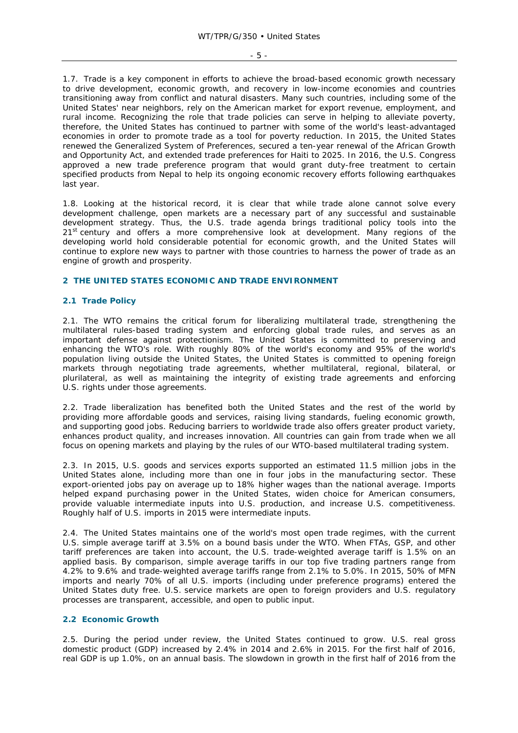1.7. Trade is a key component in efforts to achieve the broad-based economic growth necessary to drive development, economic growth, and recovery in low-income economies and countries transitioning away from conflict and natural disasters. Many such countries, including some of the United States' near neighbors, rely on the American market for export revenue, employment, and rural income. Recognizing the role that trade policies can serve in helping to alleviate poverty, therefore, the United States has continued to partner with some of the world's least-advantaged economies in order to promote trade as a tool for poverty reduction. In 2015, the United States renewed the Generalized System of Preferences, secured a ten-year renewal of the African Growth and Opportunity Act, and extended trade preferences for Haiti to 2025. In 2016, the U.S. Congress approved a new trade preference program that would grant duty-free treatment to certain specified products from Nepal to help its ongoing economic recovery efforts following earthquakes last year.

1.8. Looking at the historical record, it is clear that while trade alone cannot solve every development challenge, open markets are a necessary part of any successful and sustainable development strategy. Thus, the U.S. trade agenda brings traditional policy tools into the 21st century and offers a more comprehensive look at development. Many regions of the developing world hold considerable potential for economic growth, and the United States will continue to explore new ways to partner with those countries to harness the power of trade as an engine of growth and prosperity.

## 2 THE UNITED STATES ECONOMIC AND TRADE ENVIRONMENT

### 2.1 Trade Policy

2.1. The WTO remains the critical forum for liberalizing multilateral trade, strengthening the multilateral rules-based trading system and enforcing global trade rules, and serves as an important defense against protectionism. The United States is committed to preserving and enhancing the WTO's role. With roughly 80% of the world's economy and 95% of the world's population living outside the United States, the United States is committed to opening foreign markets through negotiating trade agreements, whether multilateral, regional, bilateral, or plurilateral, as well as maintaining the integrity of existing trade agreements and enforcing U.S. rights under those agreements.

2.2. Trade liberalization has benefited both the United States and the rest of the world by providing more affordable goods and services, raising living standards, fueling economic growth, and supporting good jobs. Reducing barriers to worldwide trade also offers greater product variety, enhances product quality, and increases innovation. All countries can gain from trade when we all focus on opening markets and playing by the rules of our WTO-based multilateral trading system.

2.3. In 2015, U.S. goods and services exports supported an estimated 11.5 million jobs in the United States alone, including more than one in four jobs in the manufacturing sector. These export-oriented jobs pay on average up to 18% higher wages than the national average. Imports helped expand purchasing power in the United States, widen choice for American consumers, provide valuable intermediate inputs into U.S. production, and increase U.S. competitiveness. Roughly half of U.S. imports in 2015 were intermediate inputs.

2.4. The United States maintains one of the world's most open trade regimes, with the current U.S. simple average tariff at 3.5% on a bound basis under the WTO. When FTAs, GSP, and other tariff preferences are taken into account, the U.S. trade-weighted average tariff is 1.5% on an applied basis. By comparison, simple average tariffs in our top five trading partners range from 4.2% to 9.6% and trade-weighted average tariffs range from 2.1% to 5.0%. In 2015, 50% of MFN imports and nearly 70% of all U.S. imports (including under preference programs) entered the United States duty free. U.S. service markets are open to foreign providers and U.S. regulatory processes are transparent, accessible, and open to public input.

### 2.2 Economic Growth

2.5. During the period under review, the United States continued to grow. U.S. real gross domestic product (GDP) increased by 2.4% in 2014 and 2.6% in 2015. For the first half of 2016, real GDP is up 1.0%, on an annual basis. The slowdown in growth in the first half of 2016 from the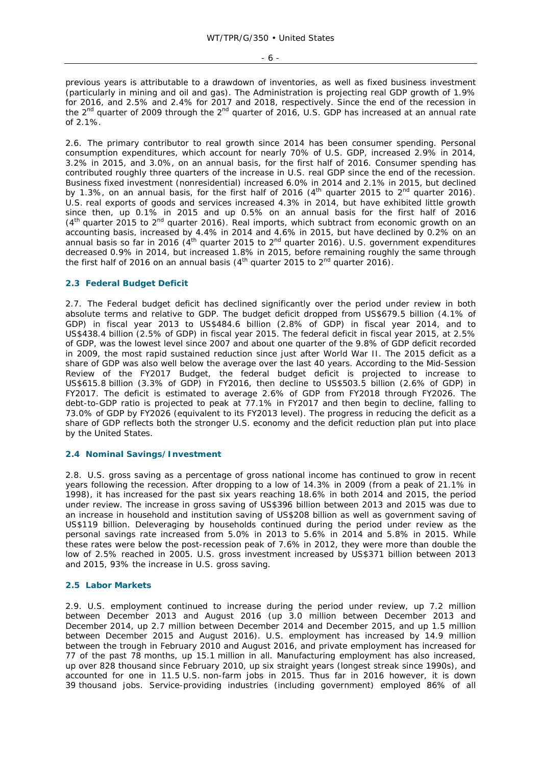previous years is attributable to a drawdown of inventories, as well as fixed business investment (particularly in mining and oil and gas). The Administration is projecting real GDP growth of 1.9% for 2016, and 2.5% and 2.4% for 2017 and 2018, respectively. Since the end of the recession in the 2nd quarter of 2009 through the 2nd quarter of 2016, U.S. GDP has increased at an annual rate of 2.1%.

2.6. The primary contributor to real growth since 2014 has been consumer spending. Personal consumption expenditures, which account for nearly 70% of U.S. GDP, increased 2.9% in 2014, 3.2% in 2015, and 3.0%, on an annual basis, for the first half of 2016. Consumer spending has contributed roughly three quarters of the increase in U.S. real GDP since the end of the recession. Business fixed investment (nonresidential) increased 6.0% in 2014 and 2.1% in 2015, but declined by 1.3%, on an annual basis, for the first half of 2016 (4th quarter 2015 to 2nd quarter 2016). U.S. real exports of goods and services increased 4.3% in 2014, but have exhibited little growth since then, up 0.1% in 2015 and up 0.5% on an annual basis for the first half of 2016 (4th quarter 2015 to 2nd quarter 2016). Real imports, which subtract from economic growth on an accounting basis, increased by 4.4% in 2014 and 4.6% in 2015, but have declined by 0.2% on an annual basis so far in 2016 (4th quarter 2015 to 2nd quarter 2016). U.S. government expenditures decreased 0.9% in 2014, but increased 1.8% in 2015, before remaining roughly the same through the first half of 2016 on an annual basis (4th quarter 2015 to 2nd quarter 2016).

### 2.3 Federal Budget Deficit

2.7. The Federal budget deficit has declined significantly over the period under review in both absolute terms and relative to GDP. The budget deficit dropped from US$679.5 billion (4.1% of GDP) in fiscal year 2013 to US$484.6 billion (2.8% of GDP) in fiscal year 2014, and to US$438.4 billion (2.5% of GDP) in fiscal year 2015. The federal deficit in fiscal year 2015, at 2.5% of GDP, was the lowest level since 2007 and about one quarter of the 9.8% of GDP deficit recorded in 2009, the most rapid sustained reduction since just after World War II. The 2015 deficit as a share of GDP was also well below the average over the last 40 years. According to the Mid-Session Review of the FY2017 Budget, the federal budget deficit is projected to increase to US$615.8 billion (3.3% of GDP) in FY2016, then decline to US$503.5 billion (2.6% of GDP) in FY2017. The deficit is estimated to average 2.6% of GDP from FY2018 through FY2026. The debt-to-GDP ratio is projected to peak at 77.1% in FY2017 and then begin to decline, falling to 73.0% of GDP by FY2026 (equivalent to its FY2013 level). The progress in reducing the deficit as a share of GDP reflects both the stronger U.S. economy and the deficit reduction plan put into place by the United States.

### 2.4 Nominal Savings/Investment

2.8. U.S. gross saving as a percentage of gross national income has continued to grow in recent years following the recession. After dropping to a low of 14.3% in 2009 (from a peak of 21.1% in 1998), it has increased for the past six years reaching 18.6% in both 2014 and 2015, the period under review. The increase in gross saving of US$396 billion between 2013 and 2015 was due to an increase in household and institution saving of US$208 billion as well as government saving of US$119 billion. Deleveraging by households continued during the period under review as the personal savings rate increased from 5.0% in 2013 to 5.6% in 2014 and 5.8% in 2015. While these rates were below the post-recession peak of 7.6% in 2012, they were more than double the low of 2.5% reached in 2005. U.S. gross investment increased by US$371 billion between 2013 and 2015, 93% the increase in U.S. gross saving.

### 2.5 Labor Markets

2.9. U.S. employment continued to increase during the period under review, up 7.2 million between December 2013 and August 2016 (up 3.0 million between December 2013 and December 2014, up 2.7 million between December 2014 and December 2015, and up 1.5 million between December 2015 and August 2016). U.S. employment has increased by 14.9 million between the trough in February 2010 and August 2016, and private employment has increased for 77 of the past 78 months, up 15.1 million in all. Manufacturing employment has also increased, up over 828 thousand since February 2010, up six straight years (longest streak since 1990s), and accounted for one in 11.5 U.S. non-farm jobs in 2015. Thus far in 2016 however, it is down 39 thousand jobs. Service-providing industries (including government) employed 86% of all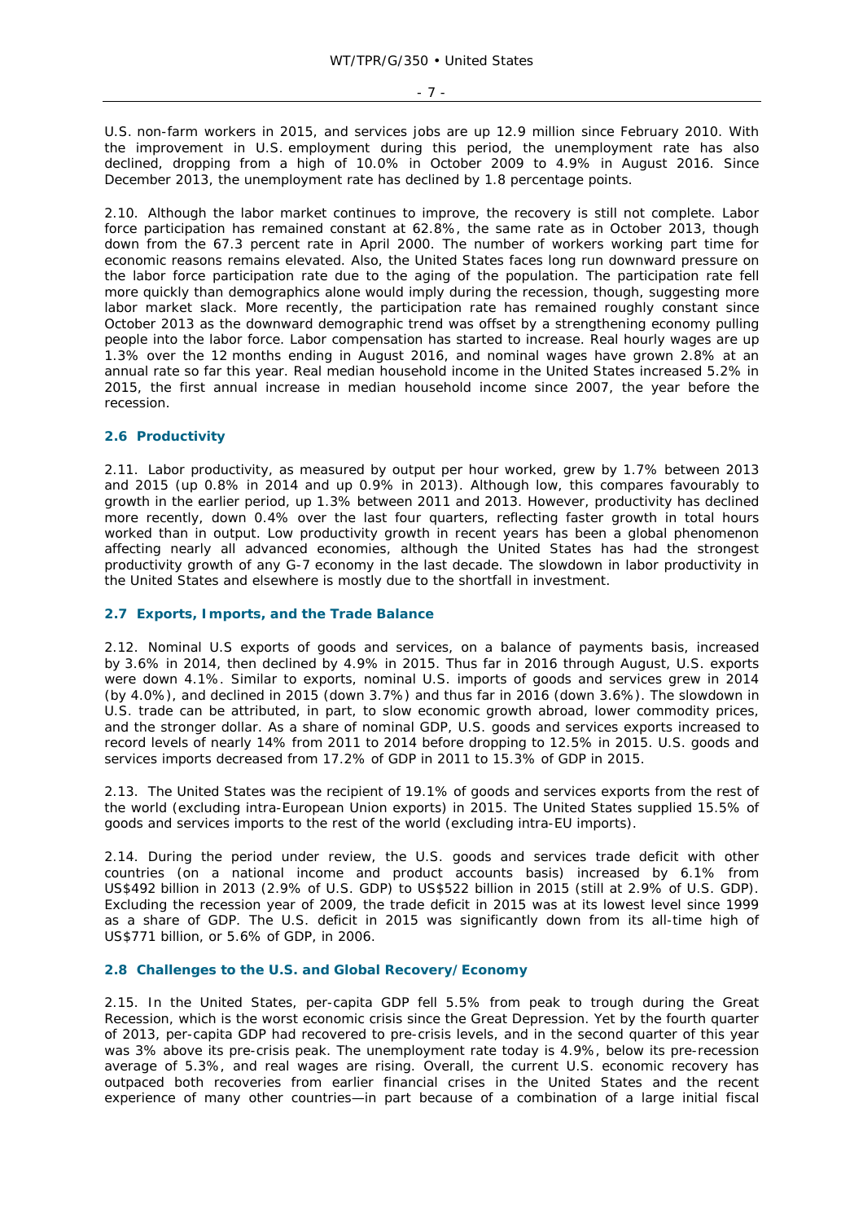U.S. non-farm workers in 2015, and services jobs are up 12.9 million since February 2010. With the improvement in U.S. employment during this period, the unemployment rate has also declined, dropping from a high of 10.0% in October 2009 to 4.9% in August 2016. Since December 2013, the unemployment rate has declined by 1.8 percentage points.

2.10. Although the labor market continues to improve, the recovery is still not complete. Labor force participation has remained constant at 62.8%, the same rate as in October 2013, though down from the 67.3 percent rate in April 2000. The number of workers working part time for economic reasons remains elevated. Also, the United States faces long run downward pressure on the labor force participation rate due to the aging of the population. The participation rate fell more quickly than demographics alone would imply during the recession, though, suggesting more labor market slack. More recently, the participation rate has remained roughly constant since October 2013 as the downward demographic trend was offset by a strengthening economy pulling people into the labor force. Labor compensation has started to increase. Real hourly wages are up 1.3% over the 12 months ending in August 2016, and nominal wages have grown 2.8% at an annual rate so far this year. Real median household income in the United States increased 5.2% in 2015, the first annual increase in median household income since 2007, the year before the recession.

## 2.6 Productivity

2.11. Labor productivity, as measured by output per hour worked, grew by 1.7% between 2013 and 2015 (up 0.8% in 2014 and up 0.9% in 2013). Although low, this compares favourably to growth in the earlier period, up 1.3% between 2011 and 2013. However, productivity has declined more recently, down 0.4% over the last four quarters, reflecting faster growth in total hours worked than in output. Low productivity growth in recent years has been a global phenomenon affecting nearly all advanced economies, although the United States has had the strongest productivity growth of any G-7 economy in the last decade. The slowdown in labor productivity in the United States and elsewhere is mostly due to the shortfall in investment.

## 2.7 Exports, Imports, and the Trade Balance

2.12. Nominal U.S exports of goods and services, on a balance of payments basis, increased by 3.6% in 2014, then declined by 4.9% in 2015. Thus far in 2016 through August, U.S. exports were down 4.1%. Similar to exports, nominal U.S. imports of goods and services grew in 2014 (by 4.0%), and declined in 2015 (down 3.7%) and thus far in 2016 (down 3.6%). The slowdown in U.S. trade can be attributed, in part, to slow economic growth abroad, lower commodity prices, and the stronger dollar. As a share of nominal GDP, U.S. goods and services exports increased to record levels of nearly 14% from 2011 to 2014 before dropping to 12.5% in 2015. U.S. goods and services imports decreased from 17.2% of GDP in 2011 to 15.3% of GDP in 2015.

2.13. The United States was the recipient of 19.1% of goods and services exports from the rest of the world (excluding intra-European Union exports) in 2015. The United States supplied 15.5% of goods and services imports to the rest of the world (excluding intra-EU imports).

2.14. During the period under review, the U.S. goods and services trade deficit with other countries (on a national income and product accounts basis) increased by 6.1% from US$492 billion in 2013 (2.9% of U.S. GDP) to US$522 billion in 2015 (still at 2.9% of U.S. GDP). Excluding the recession year of 2009, the trade deficit in 2015 was at its lowest level since 1999 as a share of GDP. The U.S. deficit in 2015 was significantly down from its all-time high of US$771 billion, or 5.6% of GDP, in 2006.

## 2.8 Challenges to the U.S. and Global Recovery/Economy

2.15. In the United States, per-capita GDP fell 5.5% from peak to trough during the Great Recession, which is the worst economic crisis since the Great Depression. Yet by the fourth quarter of 2013, per-capita GDP had recovered to pre-crisis levels, and in the second quarter of this year was 3% above its pre-crisis peak. The unemployment rate today is 4.9%, below its pre-recession average of 5.3%, and real wages are rising. Overall, the current U.S. economic recovery has outpaced both recoveries from earlier financial crises in the United States and the recent experience of many other countries—in part because of a combination of a large initial fiscal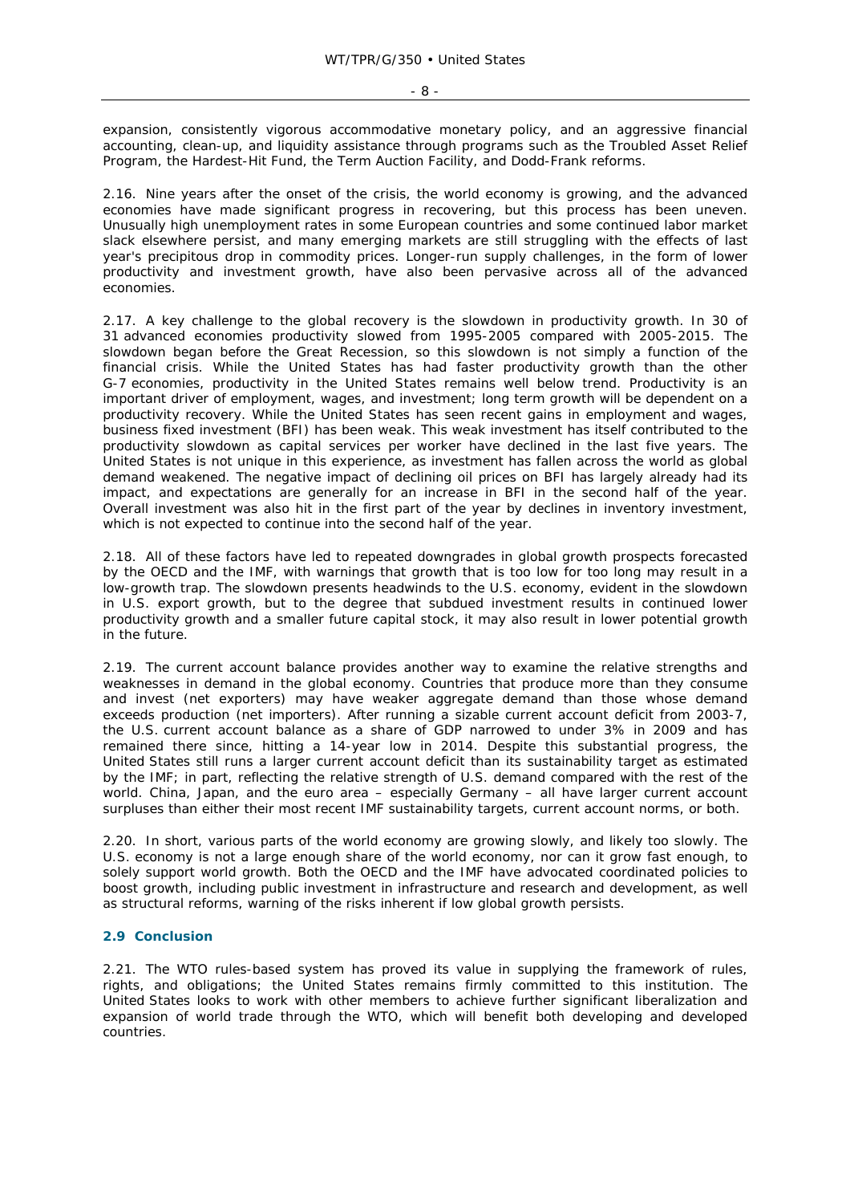expansion, consistently vigorous accommodative monetary policy, and an aggressive financial accounting, clean-up, and liquidity assistance through programs such as the Troubled Asset Relief Program, the Hardest-Hit Fund, the Term Auction Facility, and Dodd-Frank reforms.

2.16. Nine years after the onset of the crisis, the world economy is growing, and the advanced economies have made significant progress in recovering, but this process has been uneven. Unusually high unemployment rates in some European countries and some continued labor market slack elsewhere persist, and many emerging markets are still struggling with the effects of last year's precipitous drop in commodity prices. Longer-run supply challenges, in the form of lower productivity and investment growth, have also been pervasive across all of the advanced economies.

2.17. A key challenge to the global recovery is the slowdown in productivity growth. In 30 of 31 advanced economies productivity slowed from 1995-2005 compared with 2005-2015. The slowdown began before the Great Recession, so this slowdown is not simply a function of the financial crisis. While the United States has had faster productivity growth than the other G-7 economies, productivity in the United States remains well below trend. Productivity is an important driver of employment, wages, and investment; long term growth will be dependent on a productivity recovery. While the United States has seen recent gains in employment and wages, business fixed investment (BFI) has been weak. This weak investment has itself contributed to the productivity slowdown as capital services per worker have declined in the last five years. The United States is not unique in this experience, as investment has fallen across the world as global demand weakened. The negative impact of declining oil prices on BFI has largely already had its impact, and expectations are generally for an increase in BFI in the second half of the year. Overall investment was also hit in the first part of the year by declines in inventory investment, which is not expected to continue into the second half of the year.

2.18. All of these factors have led to repeated downgrades in global growth prospects forecasted by the OECD and the IMF, with warnings that growth that is too low for too long may result in a low-growth trap. The slowdown presents headwinds to the U.S. economy, evident in the slowdown in U.S. export growth, but to the degree that subdued investment results in continued lower productivity growth and a smaller future capital stock, it may also result in lower potential growth in the future.

2.19. The current account balance provides another way to examine the relative strengths and weaknesses in demand in the global economy. Countries that produce more than they consume and invest (net exporters) may have weaker aggregate demand than those whose demand exceeds production (net importers). After running a sizable current account deficit from 2003-7, the U.S. current account balance as a share of GDP narrowed to under 3% in 2009 and has remained there since, hitting a 14-year low in 2014. Despite this substantial progress, the United States still runs a larger current account deficit than its sustainability target as estimated by the IMF; in part, reflecting the relative strength of U.S. demand compared with the rest of the world. China, Japan, and the euro area – especially Germany – all have larger current account surpluses than either their most recent IMF sustainability targets, current account norms, or both.

2.20. In short, various parts of the world economy are growing slowly, and likely too slowly. The U.S. economy is not a large enough share of the world economy, nor can it grow fast enough, to solely support world growth. Both the OECD and the IMF have advocated coordinated policies to boost growth, including public investment in infrastructure and research and development, as well as structural reforms, warning of the risks inherent if low global growth persists.

## 2.9 Conclusion

2.21. The WTO rules-based system has proved its value in supplying the framework of rules, rights, and obligations; the United States remains firmly committed to this institution. The United States looks to work with other members to achieve further significant liberalization and expansion of world trade through the WTO, which will benefit both developing and developed countries.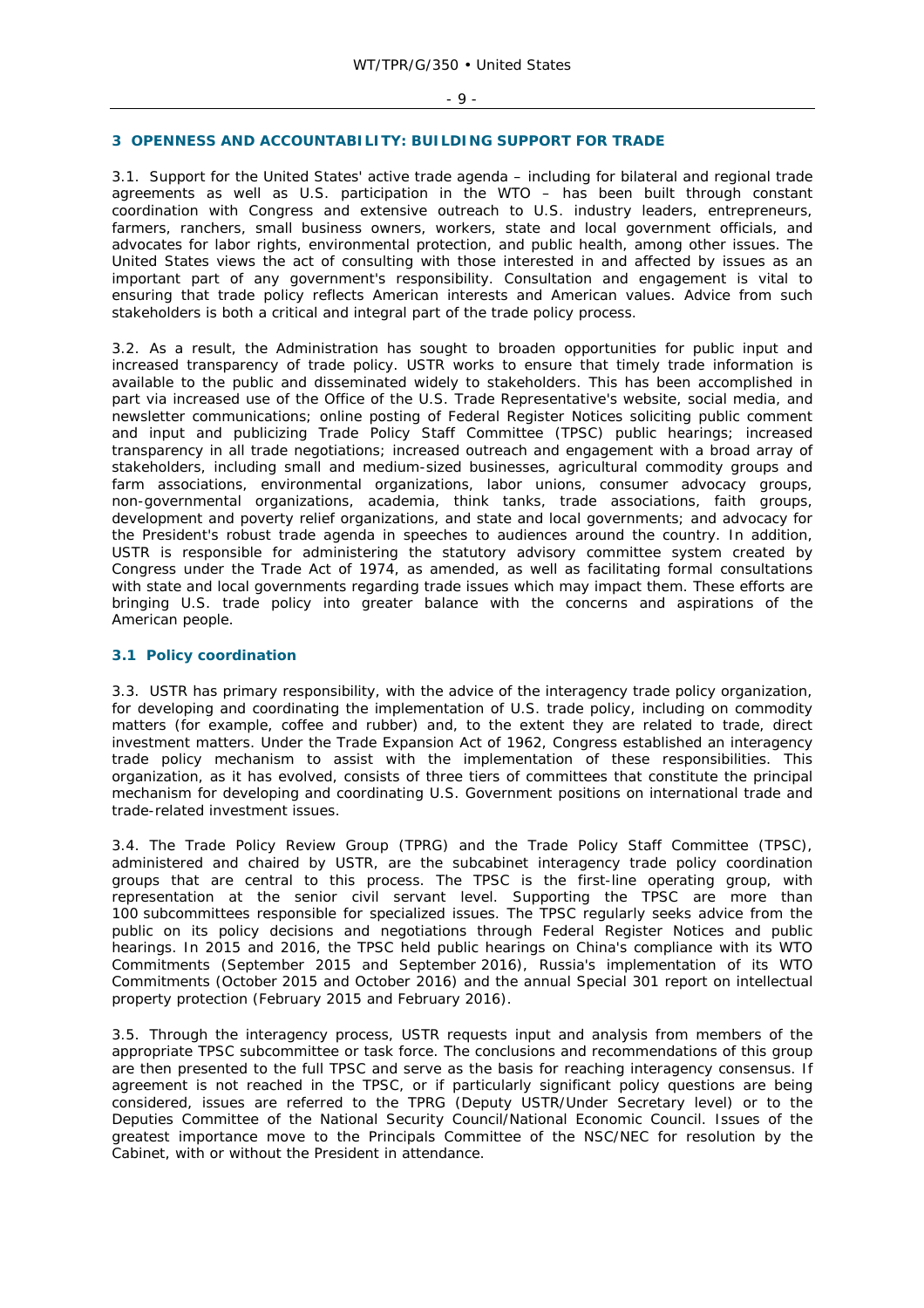## 3 OPENNESS AND ACCOUNTABILITY: BUILDING SUPPORT FOR TRADE

3.1. Support for the United States' active trade agenda – including for bilateral and regional trade agreements as well as U.S. participation in the WTO – has been built through constant coordination with Congress and extensive outreach to U.S. industry leaders, entrepreneurs, farmers, ranchers, small business owners, workers, state and local government officials, and advocates for labor rights, environmental protection, and public health, among other issues. The United States views the act of consulting with those interested in and affected by issues as an important part of any government's responsibility. Consultation and engagement is vital to ensuring that trade policy reflects American interests and American values. Advice from such stakeholders is both a critical and integral part of the trade policy process.

3.2. As a result, the Administration has sought to broaden opportunities for public input and increased transparency of trade policy. USTR works to ensure that timely trade information is available to the public and disseminated widely to stakeholders. This has been accomplished in part via increased use of the Office of the U.S. Trade Representative's website, social media, and newsletter communications; online posting of Federal Register Notices soliciting public comment and input and publicizing Trade Policy Staff Committee (TPSC) public hearings; increased transparency in all trade negotiations; increased outreach and engagement with a broad array of stakeholders, including small and medium-sized businesses, agricultural commodity groups and farm associations, environmental organizations, labor unions, consumer advocacy groups, non-governmental organizations, academia, think tanks, trade associations, faith groups, development and poverty relief organizations, and state and local governments; and advocacy for the President's robust trade agenda in speeches to audiences around the country. In addition, USTR is responsible for administering the statutory advisory committee system created by Congress under the Trade Act of 1974, as amended, as well as facilitating formal consultations with state and local governments regarding trade issues which may impact them. These efforts are bringing U.S. trade policy into greater balance with the concerns and aspirations of the American people.

### 3.1 Policy coordination

3.3. USTR has primary responsibility, with the advice of the interagency trade policy organization, for developing and coordinating the implementation of U.S. trade policy, including on commodity matters (for example, coffee and rubber) and, to the extent they are related to trade, direct investment matters. Under the Trade Expansion Act of 1962, Congress established an interagency trade policy mechanism to assist with the implementation of these responsibilities. This organization, as it has evolved, consists of three tiers of committees that constitute the principal mechanism for developing and coordinating U.S. Government positions on international trade and trade-related investment issues.

3.4. The Trade Policy Review Group (TPRG) and the Trade Policy Staff Committee (TPSC), administered and chaired by USTR, are the subcabinet interagency trade policy coordination groups that are central to this process. The TPSC is the first-line operating group, with representation at the senior civil servant level. Supporting the TPSC are more than 100 subcommittees responsible for specialized issues. The TPSC regularly seeks advice from the public on its policy decisions and negotiations through Federal Register Notices and public hearings. In 2015 and 2016, the TPSC held public hearings on China's compliance with its WTO Commitments (September 2015 and September 2016), Russia's implementation of its WTO Commitments (October 2015 and October 2016) and the annual Special 301 report on intellectual property protection (February 2015 and February 2016).

3.5. Through the interagency process, USTR requests input and analysis from members of the appropriate TPSC subcommittee or task force. The conclusions and recommendations of this group are then presented to the full TPSC and serve as the basis for reaching interagency consensus. If agreement is not reached in the TPSC, or if particularly significant policy questions are being considered, issues are referred to the TPRG (Deputy USTR/Under Secretary level) or to the Deputies Committee of the National Security Council/National Economic Council. Issues of the greatest importance move to the Principals Committee of the NSC/NEC for resolution by the Cabinet, with or without the President in attendance.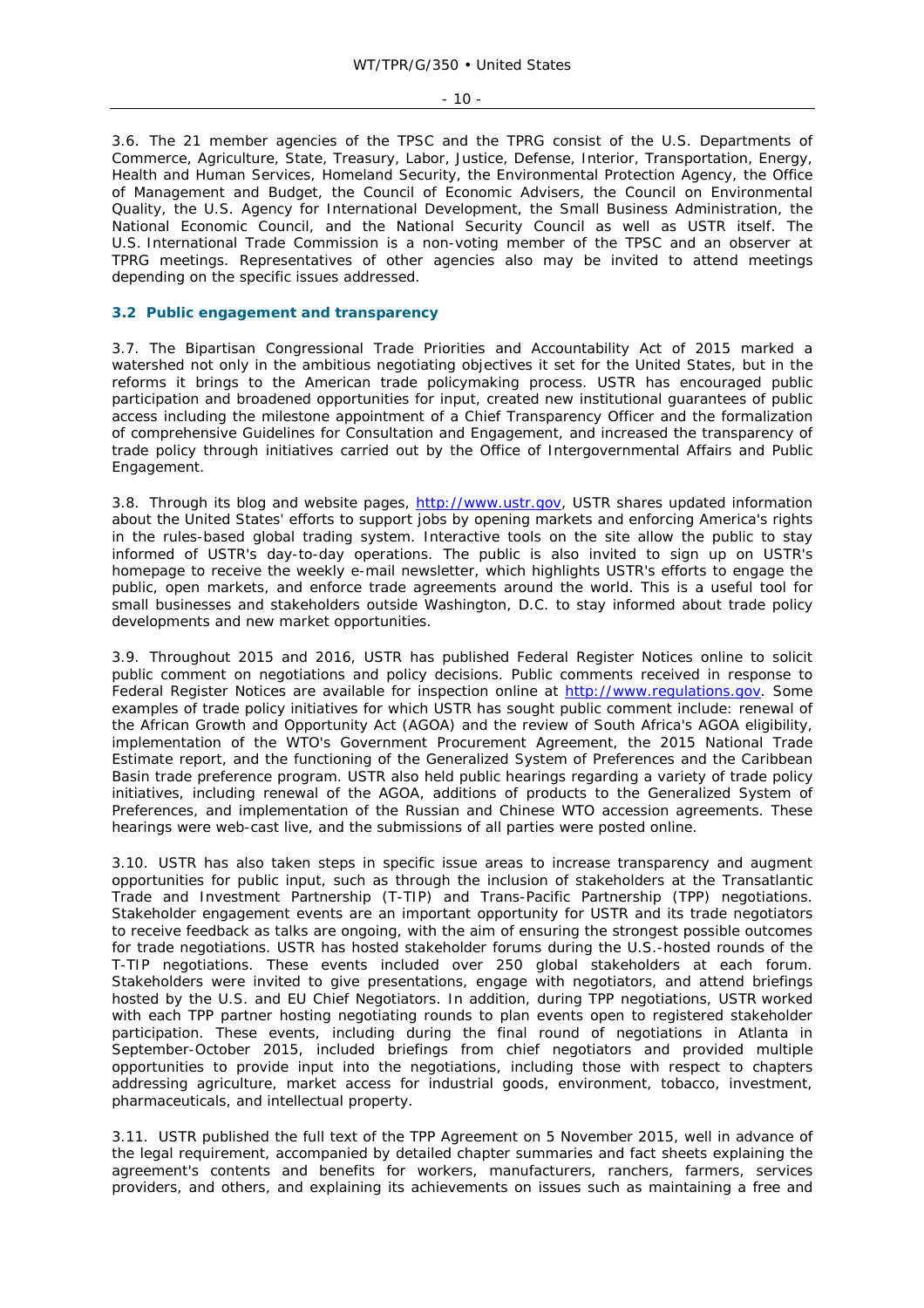3.6. The 21 member agencies of the TPSC and the TPRG consist of the U.S. Departments of Commerce, Agriculture, State, Treasury, Labor, Justice, Defense, Interior, Transportation, Energy, Health and Human Services, Homeland Security, the Environmental Protection Agency, the Office of Management and Budget, the Council of Economic Advisers, the Council on Environmental Quality, the U.S. Agency for International Development, the Small Business Administration, the National Economic Council, and the National Security Council as well as USTR itself. The U.S. International Trade Commission is a non-voting member of the TPSC and an observer at TPRG meetings. Representatives of other agencies also may be invited to attend meetings depending on the specific issues addressed.

### 3.2 Public engagement and transparency

3.7. The Bipartisan Congressional Trade Priorities and Accountability Act of 2015 marked a watershed not only in the ambitious negotiating objectives it set for the United States, but in the reforms it brings to the American trade policymaking process. USTR has encouraged public participation and broadened opportunities for input, created new institutional guarantees of public access including the milestone appointment of a Chief Transparency Officer and the formalization of comprehensive Guidelines for Consultation and Engagement, and increased the transparency of trade policy through initiatives carried out by the Office of Intergovernmental Affairs and Public Engagement.

3.8. Through its blog and website pages, http://www.ustr.gov, USTR shares updated information about the United States' efforts to support jobs by opening markets and enforcing America's rights in the rules-based global trading system. Interactive tools on the site allow the public to stay informed of USTR's day-to-day operations. The public is also invited to sign up on USTR's homepage to receive the weekly e-mail newsletter, which highlights USTR's efforts to engage the public, open markets, and enforce trade agreements around the world. This is a useful tool for small businesses and stakeholders outside Washington, D.C. to stay informed about trade policy developments and new market opportunities.

3.9. Throughout 2015 and 2016, USTR has published Federal Register Notices online to solicit public comment on negotiations and policy decisions. Public comments received in response to Federal Register Notices are available for inspection online at http://www.regulations.gov. Some examples of trade policy initiatives for which USTR has sought public comment include: renewal of the African Growth and Opportunity Act (AGOA) and the review of South Africa's AGOA eligibility, implementation of the WTO's Government Procurement Agreement, the 2015 National Trade Estimate report, and the functioning of the Generalized System of Preferences and the Caribbean Basin trade preference program. USTR also held public hearings regarding a variety of trade policy initiatives, including renewal of the AGOA, additions of products to the Generalized System of Preferences, and implementation of the Russian and Chinese WTO accession agreements. These hearings were web-cast live, and the submissions of all parties were posted online.

3.10. USTR has also taken steps in specific issue areas to increase transparency and augment opportunities for public input, such as through the inclusion of stakeholders at the Transatlantic Trade and Investment Partnership (T-TIP) and Trans-Pacific Partnership (TPP) negotiations. Stakeholder engagement events are an important opportunity for USTR and its trade negotiators to receive feedback as talks are ongoing, with the aim of ensuring the strongest possible outcomes for trade negotiations. USTR has hosted stakeholder forums during the U.S.-hosted rounds of the T-TIP negotiations. These events included over 250 global stakeholders at each forum. Stakeholders were invited to give presentations, engage with negotiators, and attend briefings hosted by the U.S. and EU Chief Negotiators. In addition, during TPP negotiations, USTR worked with each TPP partner hosting negotiating rounds to plan events open to registered stakeholder participation. These events, including during the final round of negotiations in Atlanta in September-October 2015, included briefings from chief negotiators and provided multiple opportunities to provide input into the negotiations, including those with respect to chapters addressing agriculture, market access for industrial goods, environment, tobacco, investment, pharmaceuticals, and intellectual property.

3.11. USTR published the full text of the TPP Agreement on 5 November 2015, well in advance of the legal requirement, accompanied by detailed chapter summaries and fact sheets explaining the agreement's contents and benefits for workers, manufacturers, ranchers, farmers, services providers, and others, and explaining its achievements on issues such as maintaining a free and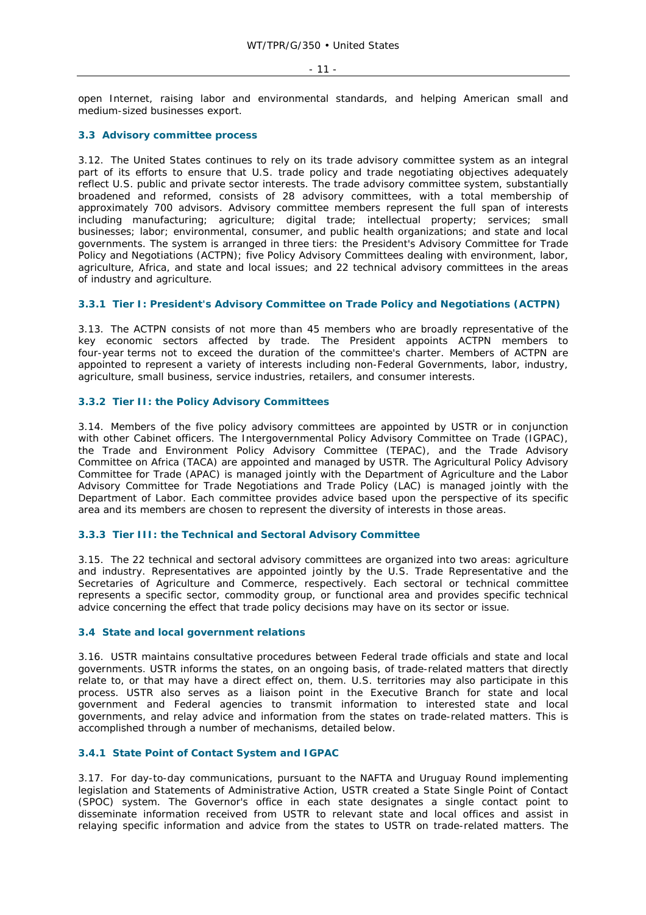open Internet, raising labor and environmental standards, and helping American small and medium-sized businesses export.

### 3.3 Advisory committee process

3.12. The United States continues to rely on its trade advisory committee system as an integral part of its efforts to ensure that U.S. trade policy and trade negotiating objectives adequately reflect U.S. public and private sector interests. The trade advisory committee system, substantially broadened and reformed, consists of 28 advisory committees, with a total membership of approximately 700 advisors. Advisory committee members represent the full span of interests including manufacturing; agriculture; digital trade; intellectual property; services; small businesses; labor; environmental, consumer, and public health organizations; and state and local governments. The system is arranged in three tiers: the President's Advisory Committee for Trade Policy and Negotiations (ACTPN); five Policy Advisory Committees dealing with environment, labor, agriculture, Africa, and state and local issues; and 22 technical advisory committees in the areas of industry and agriculture.

#### 3.3.1 Tier I: President's Advisory Committee on Trade Policy and Negotiations (ACTPN)

3.13. The ACTPN consists of not more than 45 members who are broadly representative of the key economic sectors affected by trade. The President appoints ACTPN members to four-year terms not to exceed the duration of the committee's charter. Members of ACTPN are appointed to represent a variety of interests including non-Federal Governments, labor, industry, agriculture, small business, service industries, retailers, and consumer interests.

#### 3.3.2 Tier II: the Policy Advisory Committees

3.14. Members of the five policy advisory committees are appointed by USTR or in conjunction with other Cabinet officers. The Intergovernmental Policy Advisory Committee on Trade (IGPAC), the Trade and Environment Policy Advisory Committee (TEPAC), and the Trade Advisory Committee on Africa (TACA) are appointed and managed by USTR. The Agricultural Policy Advisory Committee for Trade (APAC) is managed jointly with the Department of Agriculture and the Labor Advisory Committee for Trade Negotiations and Trade Policy (LAC) is managed jointly with the Department of Labor. Each committee provides advice based upon the perspective of its specific area and its members are chosen to represent the diversity of interests in those areas.

#### 3.3.3 Tier III: the Technical and Sectoral Advisory Committee

3.15. The 22 technical and sectoral advisory committees are organized into two areas: agriculture and industry. Representatives are appointed jointly by the U.S. Trade Representative and the Secretaries of Agriculture and Commerce, respectively. Each sectoral or technical committee represents a specific sector, commodity group, or functional area and provides specific technical advice concerning the effect that trade policy decisions may have on its sector or issue.

### 3.4 State and local government relations

3.16. USTR maintains consultative procedures between Federal trade officials and state and local governments. USTR informs the states, on an ongoing basis, of trade-related matters that directly relate to, or that may have a direct effect on, them. U.S. territories may also participate in this process. USTR also serves as a liaison point in the Executive Branch for state and local government and Federal agencies to transmit information to interested state and local governments, and relay advice and information from the states on trade-related matters. This is accomplished through a number of mechanisms, detailed below.

#### 3.4.1 State Point of Contact System and IGPAC

3.17. For day-to-day communications, pursuant to the NAFTA and Uruguay Round implementing legislation and Statements of Administrative Action, USTR created a State Single Point of Contact (SPOC) system. The Governor's office in each state designates a single contact point to disseminate information received from USTR to relevant state and local offices and assist in relaying specific information and advice from the states to USTR on trade-related matters. The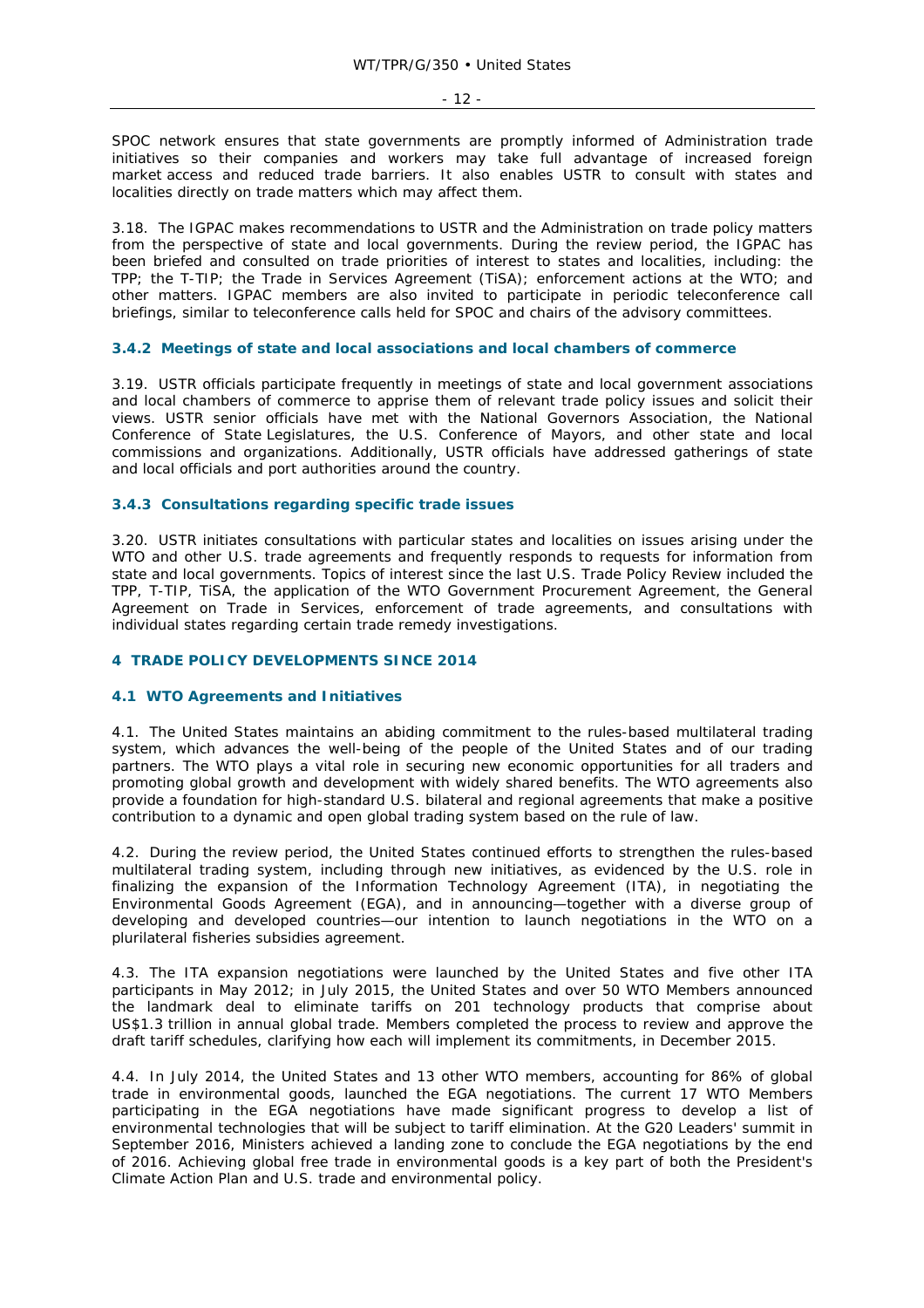SPOC network ensures that state governments are promptly informed of Administration trade initiatives so their companies and workers may take full advantage of increased foreign market access and reduced trade barriers. It also enables USTR to consult with states and localities directly on trade matters which may affect them.

3.18. The IGPAC makes recommendations to USTR and the Administration on trade policy matters from the perspective of state and local governments. During the review period, the IGPAC has been briefed and consulted on trade priorities of interest to states and localities, including: the TPP; the T-TIP; the Trade in Services Agreement (TiSA); enforcement actions at the WTO; and other matters. IGPAC members are also invited to participate in periodic teleconference call briefings, similar to teleconference calls held for SPOC and chairs of the advisory committees.

### 3.4.2 Meetings of state and local associations and local chambers of commerce

3.19. USTR officials participate frequently in meetings of state and local government associations and local chambers of commerce to apprise them of relevant trade policy issues and solicit their views. USTR senior officials have met with the National Governors Association, the National Conference of State Legislatures, the U.S. Conference of Mayors, and other state and local commissions and organizations. Additionally, USTR officials have addressed gatherings of state and local officials and port authorities around the country.

### 3.4.3 Consultations regarding specific trade issues

3.20. USTR initiates consultations with particular states and localities on issues arising under the WTO and other U.S. trade agreements and frequently responds to requests for information from state and local governments. Topics of interest since the last U.S. Trade Policy Review included the TPP, T-TIP, TiSA, the application of the WTO Government Procurement Agreement, the General Agreement on Trade in Services, enforcement of trade agreements, and consultations with individual states regarding certain trade remedy investigations.

# 4 TRADE POLICY DEVELOPMENTS SINCE 2014

## 4.1 WTO Agreements and Initiatives

4.1. The United States maintains an abiding commitment to the rules-based multilateral trading system, which advances the well-being of the people of the United States and of our trading partners. The WTO plays a vital role in securing new economic opportunities for all traders and promoting global growth and development with widely shared benefits. The WTO agreements also provide a foundation for high-standard U.S. bilateral and regional agreements that make a positive contribution to a dynamic and open global trading system based on the rule of law.

4.2. During the review period, the United States continued efforts to strengthen the rules-based multilateral trading system, including through new initiatives, as evidenced by the U.S. role in finalizing the expansion of the Information Technology Agreement (ITA), in negotiating the Environmental Goods Agreement (EGA), and in announcing—together with a diverse group of developing and developed countries—our intention to launch negotiations in the WTO on a plurilateral fisheries subsidies agreement.

4.3. The ITA expansion negotiations were launched by the United States and five other ITA participants in May 2012; in July 2015, the United States and over 50 WTO Members announced the landmark deal to eliminate tariffs on 201 technology products that comprise about US$1.3 trillion in annual global trade. Members completed the process to review and approve the draft tariff schedules, clarifying how each will implement its commitments, in December 2015.

4.4. In July 2014, the United States and 13 other WTO members, accounting for 86% of global trade in environmental goods, launched the EGA negotiations. The current 17 WTO Members participating in the EGA negotiations have made significant progress to develop a list of environmental technologies that will be subject to tariff elimination. At the G20 Leaders' summit in September 2016, Ministers achieved a landing zone to conclude the EGA negotiations by the end of 2016. Achieving global free trade in environmental goods is a key part of both the President's Climate Action Plan and U.S. trade and environmental policy.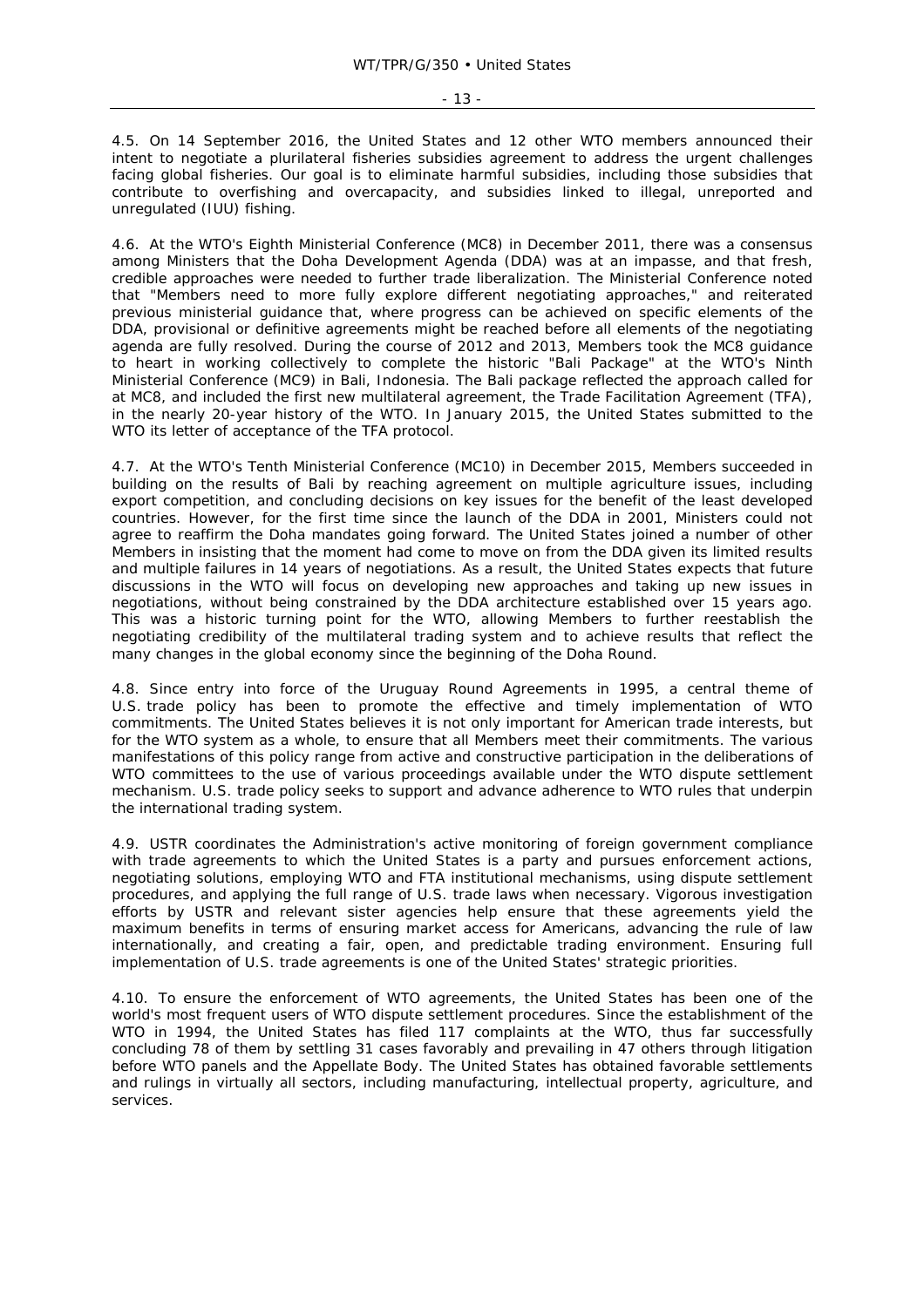4.5. On 14 September 2016, the United States and 12 other WTO members announced their intent to negotiate a plurilateral fisheries subsidies agreement to address the urgent challenges facing global fisheries. Our goal is to eliminate harmful subsidies, including those subsidies that contribute to overfishing and overcapacity, and subsidies linked to illegal, unreported and unregulated (IUU) fishing.

4.6. At the WTO's Eighth Ministerial Conference (MC8) in December 2011, there was a consensus among Ministers that the Doha Development Agenda (DDA) was at an impasse, and that fresh, credible approaches were needed to further trade liberalization. The Ministerial Conference noted that "Members need to more fully explore different negotiating approaches," and reiterated previous ministerial guidance that, where progress can be achieved on specific elements of the DDA, provisional or definitive agreements might be reached before all elements of the negotiating agenda are fully resolved. During the course of 2012 and 2013, Members took the MC8 guidance to heart in working collectively to complete the historic "Bali Package" at the WTO's Ninth Ministerial Conference (MC9) in Bali, Indonesia. The Bali package reflected the approach called for at MC8, and included the first new multilateral agreement, the Trade Facilitation Agreement (TFA), in the nearly 20-year history of the WTO. In January 2015, the United States submitted to the WTO its letter of acceptance of the TFA protocol.

4.7. At the WTO's Tenth Ministerial Conference (MC10) in December 2015, Members succeeded in building on the results of Bali by reaching agreement on multiple agriculture issues, including export competition, and concluding decisions on key issues for the benefit of the least developed countries. However, for the first time since the launch of the DDA in 2001, Ministers could not agree to reaffirm the Doha mandates going forward. The United States joined a number of other Members in insisting that the moment had come to move on from the DDA given its limited results and multiple failures in 14 years of negotiations. As a result, the United States expects that future discussions in the WTO will focus on developing new approaches and taking up new issues in negotiations, without being constrained by the DDA architecture established over 15 years ago. This was a historic turning point for the WTO, allowing Members to further reestablish the negotiating credibility of the multilateral trading system and to achieve results that reflect the many changes in the global economy since the beginning of the Doha Round.

4.8. Since entry into force of the Uruguay Round Agreements in 1995, a central theme of U.S. trade policy has been to promote the effective and timely implementation of WTO commitments. The United States believes it is not only important for American trade interests, but for the WTO system as a whole, to ensure that all Members meet their commitments. The various manifestations of this policy range from active and constructive participation in the deliberations of WTO committees to the use of various proceedings available under the WTO dispute settlement mechanism. U.S. trade policy seeks to support and advance adherence to WTO rules that underpin the international trading system.

4.9. USTR coordinates the Administration's active monitoring of foreign government compliance with trade agreements to which the United States is a party and pursues enforcement actions, negotiating solutions, employing WTO and FTA institutional mechanisms, using dispute settlement procedures, and applying the full range of U.S. trade laws when necessary. Vigorous investigation efforts by USTR and relevant sister agencies help ensure that these agreements yield the maximum benefits in terms of ensuring market access for Americans, advancing the rule of law internationally, and creating a fair, open, and predictable trading environment. Ensuring full implementation of U.S. trade agreements is one of the United States' strategic priorities.

4.10. To ensure the enforcement of WTO agreements, the United States has been one of the world's most frequent users of WTO dispute settlement procedures. Since the establishment of the WTO in 1994, the United States has filed 117 complaints at the WTO, thus far successfully concluding 78 of them by settling 31 cases favorably and prevailing in 47 others through litigation before WTO panels and the Appellate Body. The United States has obtained favorable settlements and rulings in virtually all sectors, including manufacturing, intellectual property, agriculture, and services.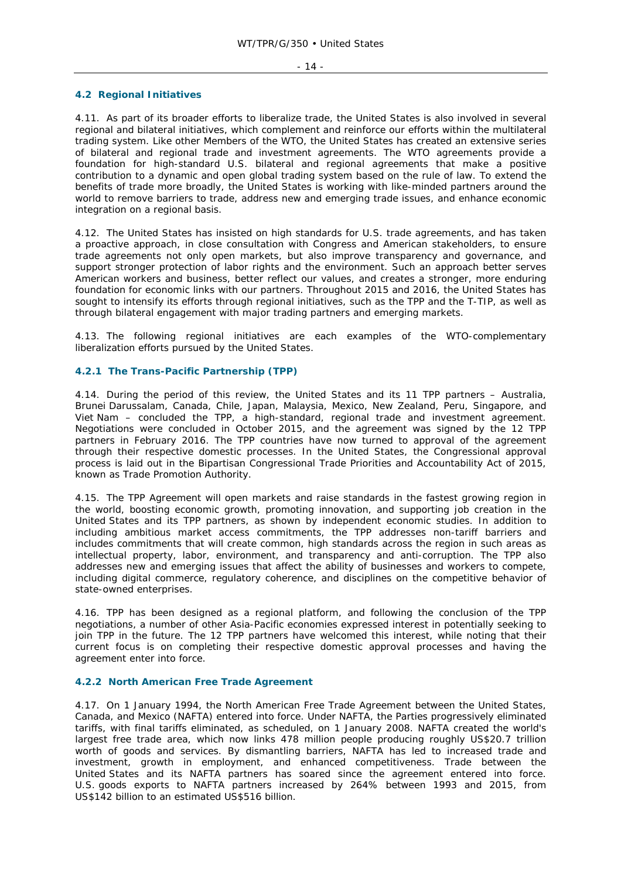### 4.2 Regional Initiatives

4.11. As part of its broader efforts to liberalize trade, the United States is also involved in several regional and bilateral initiatives, which complement and reinforce our efforts within the multilateral trading system. Like other Members of the WTO, the United States has created an extensive series of bilateral and regional trade and investment agreements. The WTO agreements provide a foundation for high-standard U.S. bilateral and regional agreements that make a positive contribution to a dynamic and open global trading system based on the rule of law. To extend the benefits of trade more broadly, the United States is working with like-minded partners around the world to remove barriers to trade, address new and emerging trade issues, and enhance economic integration on a regional basis.

4.12. The United States has insisted on high standards for U.S. trade agreements, and has taken a proactive approach, in close consultation with Congress and American stakeholders, to ensure trade agreements not only open markets, but also improve transparency and governance, and support stronger protection of labor rights and the environment. Such an approach better serves American workers and business, better reflect our values, and creates a stronger, more enduring foundation for economic links with our partners. Throughout 2015 and 2016, the United States has sought to intensify its efforts through regional initiatives, such as the TPP and the T-TIP, as well as through bilateral engagement with major trading partners and emerging markets.

4.13. The following regional initiatives are each examples of the WTO-complementary liberalization efforts pursued by the United States.

#### 4.2.1 The Trans-Pacific Partnership (TPP)

4.14. During the period of this review, the United States and its 11 TPP partners – Australia, Brunei Darussalam, Canada, Chile, Japan, Malaysia, Mexico, New Zealand, Peru, Singapore, and Viet Nam – concluded the TPP, a high-standard, regional trade and investment agreement. Negotiations were concluded in October 2015, and the agreement was signed by the 12 TPP partners in February 2016. The TPP countries have now turned to approval of the agreement through their respective domestic processes. In the United States, the Congressional approval process is laid out in the Bipartisan Congressional Trade Priorities and Accountability Act of 2015, known as Trade Promotion Authority.

4.15. The TPP Agreement will open markets and raise standards in the fastest growing region in the world, boosting economic growth, promoting innovation, and supporting job creation in the United States and its TPP partners, as shown by independent economic studies. In addition to including ambitious market access commitments, the TPP addresses non-tariff barriers and includes commitments that will create common, high standards across the region in such areas as intellectual property, labor, environment, and transparency and anti-corruption. The TPP also addresses new and emerging issues that affect the ability of businesses and workers to compete, including digital commerce, regulatory coherence, and disciplines on the competitive behavior of state-owned enterprises.

4.16. TPP has been designed as a regional platform, and following the conclusion of the TPP negotiations, a number of other Asia-Pacific economies expressed interest in potentially seeking to join TPP in the future. The 12 TPP partners have welcomed this interest, while noting that their current focus is on completing their respective domestic approval processes and having the agreement enter into force.

#### 4.2.2 North American Free Trade Agreement

4.17. On 1 January 1994, the North American Free Trade Agreement between the United States, Canada, and Mexico (NAFTA) entered into force. Under NAFTA, the Parties progressively eliminated tariffs, with final tariffs eliminated, as scheduled, on 1 January 2008. NAFTA created the world's largest free trade area, which now links 478 million people producing roughly US$20.7 trillion worth of goods and services. By dismantling barriers, NAFTA has led to increased trade and investment, growth in employment, and enhanced competitiveness. Trade between the United States and its NAFTA partners has soared since the agreement entered into force. U.S. goods exports to NAFTA partners increased by 264% between 1993 and 2015, from US$142 billion to an estimated US$516 billion.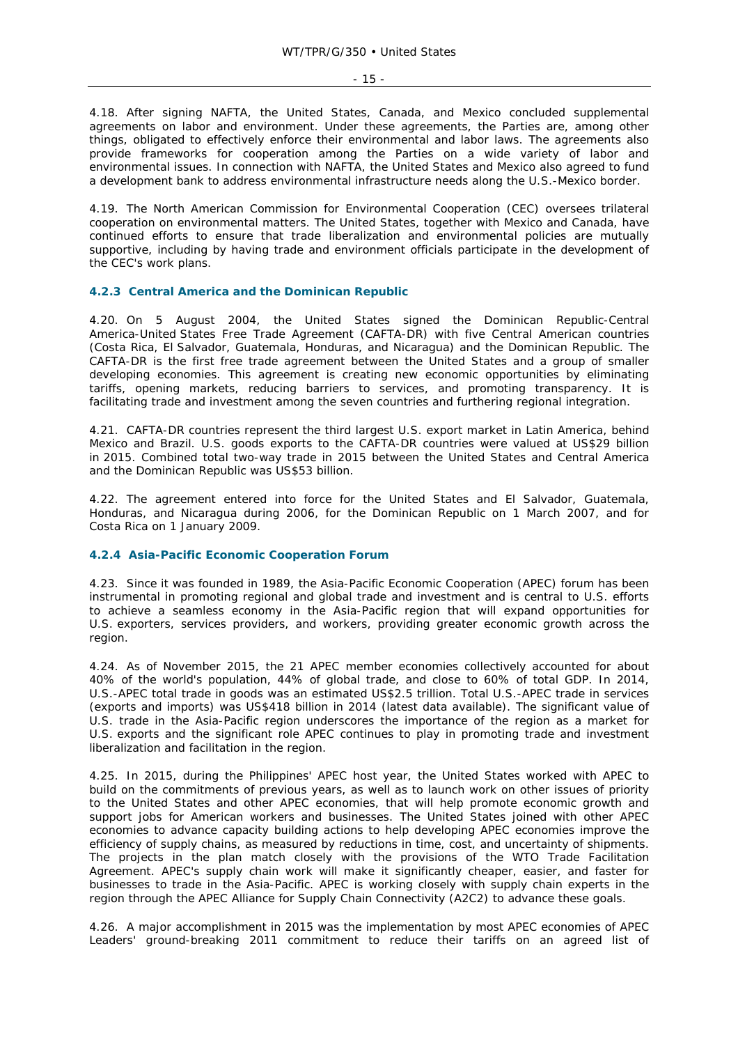4.18. After signing NAFTA, the United States, Canada, and Mexico concluded supplemental agreements on labor and environment. Under these agreements, the Parties are, among other things, obligated to effectively enforce their environmental and labor laws. The agreements also provide frameworks for cooperation among the Parties on a wide variety of labor and environmental issues. In connection with NAFTA, the United States and Mexico also agreed to fund a development bank to address environmental infrastructure needs along the U.S.-Mexico border.

4.19. The North American Commission for Environmental Cooperation (CEC) oversees trilateral cooperation on environmental matters. The United States, together with Mexico and Canada, have continued efforts to ensure that trade liberalization and environmental policies are mutually supportive, including by having trade and environment officials participate in the development of the CEC's work plans.

### 4.2.3 Central America and the Dominican Republic

4.20. On 5 August 2004, the United States signed the Dominican Republic-Central America-United States Free Trade Agreement (CAFTA-DR) with five Central American countries (Costa Rica, El Salvador, Guatemala, Honduras, and Nicaragua) and the Dominican Republic. The CAFTA-DR is the first free trade agreement between the United States and a group of smaller developing economies. This agreement is creating new economic opportunities by eliminating tariffs, opening markets, reducing barriers to services, and promoting transparency. It is facilitating trade and investment among the seven countries and furthering regional integration.

4.21. CAFTA-DR countries represent the third largest U.S. export market in Latin America, behind Mexico and Brazil. U.S. goods exports to the CAFTA-DR countries were valued at US$29 billion in 2015. Combined total two-way trade in 2015 between the United States and Central America and the Dominican Republic was US$53 billion.

4.22. The agreement entered into force for the United States and El Salvador, Guatemala, Honduras, and Nicaragua during 2006, for the Dominican Republic on 1 March 2007, and for Costa Rica on 1 January 2009.

### 4.2.4 Asia-Pacific Economic Cooperation Forum

4.23. Since it was founded in 1989, the Asia-Pacific Economic Cooperation (APEC) forum has been instrumental in promoting regional and global trade and investment and is central to U.S. efforts to achieve a seamless economy in the Asia-Pacific region that will expand opportunities for U.S. exporters, services providers, and workers, providing greater economic growth across the region.

4.24. As of November 2015, the 21 APEC member economies collectively accounted for about 40% of the world's population, 44% of global trade, and close to 60% of total GDP. In 2014, U.S.-APEC total trade in goods was an estimated US$2.5 trillion. Total U.S.-APEC trade in services (exports and imports) was US$418 billion in 2014 (latest data available). The significant value of U.S. trade in the Asia-Pacific region underscores the importance of the region as a market for U.S. exports and the significant role APEC continues to play in promoting trade and investment liberalization and facilitation in the region.

4.25. In 2015, during the Philippines' APEC host year, the United States worked with APEC to build on the commitments of previous years, as well as to launch work on other issues of priority to the United States and other APEC economies, that will help promote economic growth and support jobs for American workers and businesses. The United States joined with other APEC economies to advance capacity building actions to help developing APEC economies improve the efficiency of supply chains, as measured by reductions in time, cost, and uncertainty of shipments. The projects in the plan match closely with the provisions of the WTO Trade Facilitation Agreement. APEC's supply chain work will make it significantly cheaper, easier, and faster for businesses to trade in the Asia-Pacific. APEC is working closely with supply chain experts in the region through the APEC Alliance for Supply Chain Connectivity (A2C2) to advance these goals.

4.26. A major accomplishment in 2015 was the implementation by most APEC economies of APEC Leaders' ground-breaking 2011 commitment to reduce their tariffs on an agreed list of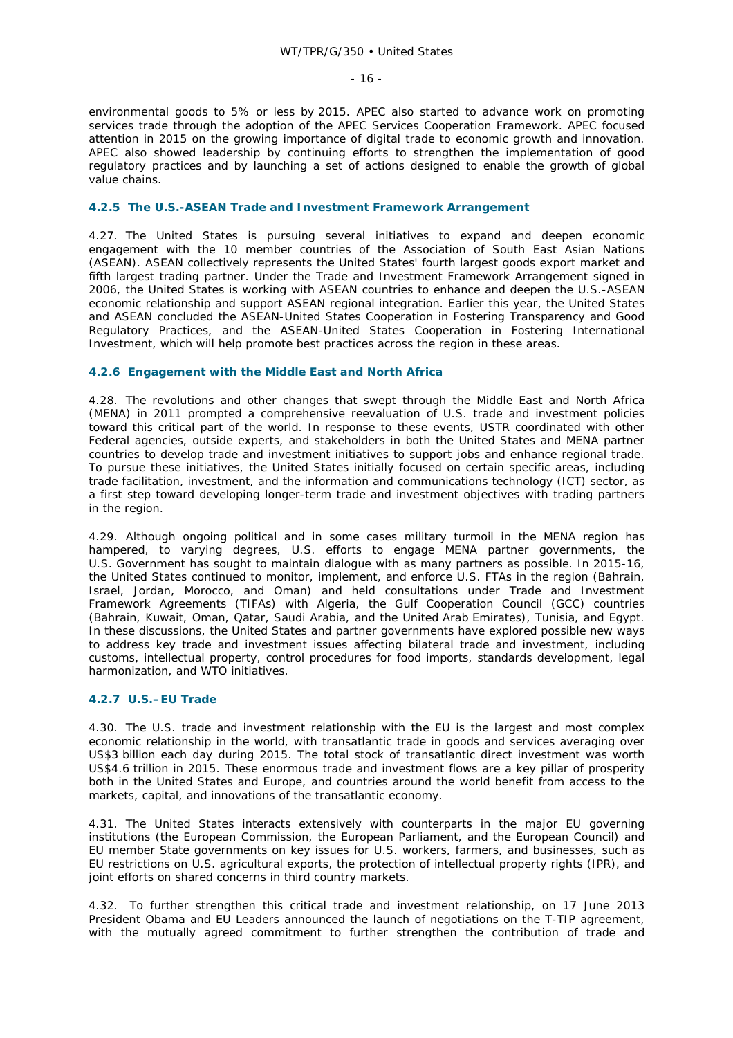environmental goods to 5% or less by 2015. APEC also started to advance work on promoting services trade through the adoption of the APEC Services Cooperation Framework. APEC focused attention in 2015 on the growing importance of digital trade to economic growth and innovation. APEC also showed leadership by continuing efforts to strengthen the implementation of good regulatory practices and by launching a set of actions designed to enable the growth of global value chains.

#### 4.2.5 The U.S.-ASEAN Trade and Investment Framework Arrangement

4.27. The United States is pursuing several initiatives to expand and deepen economic engagement with the 10 member countries of the Association of South East Asian Nations (ASEAN). ASEAN collectively represents the United States' fourth largest goods export market and fifth largest trading partner. Under the Trade and Investment Framework Arrangement signed in 2006, the United States is working with ASEAN countries to enhance and deepen the U.S.-ASEAN economic relationship and support ASEAN regional integration. Earlier this year, the United States and ASEAN concluded the ASEAN-United States Cooperation in Fostering Transparency and Good Regulatory Practices, and the ASEAN-United States Cooperation in Fostering International Investment, which will help promote best practices across the region in these areas.

#### 4.2.6 Engagement with the Middle East and North Africa

4.28. The revolutions and other changes that swept through the Middle East and North Africa (MENA) in 2011 prompted a comprehensive reevaluation of U.S. trade and investment policies toward this critical part of the world. In response to these events, USTR coordinated with other Federal agencies, outside experts, and stakeholders in both the United States and MENA partner countries to develop trade and investment initiatives to support jobs and enhance regional trade. To pursue these initiatives, the United States initially focused on certain specific areas, including trade facilitation, investment, and the information and communications technology (ICT) sector, as a first step toward developing longer-term trade and investment objectives with trading partners in the region.

4.29. Although ongoing political and in some cases military turmoil in the MENA region has hampered, to varying degrees, U.S. efforts to engage MENA partner governments, the U.S. Government has sought to maintain dialogue with as many partners as possible. In 2015-16, the United States continued to monitor, implement, and enforce U.S. FTAs in the region (Bahrain, Israel, Jordan, Morocco, and Oman) and held consultations under Trade and Investment Framework Agreements (TIFAs) with Algeria, the Gulf Cooperation Council (GCC) countries (Bahrain, Kuwait, Oman, Qatar, Saudi Arabia, and the United Arab Emirates), Tunisia, and Egypt. In these discussions, the United States and partner governments have explored possible new ways to address key trade and investment issues affecting bilateral trade and investment, including customs, intellectual property, control procedures for food imports, standards development, legal harmonization, and WTO initiatives.

#### 4.2.7 U.S.–EU Trade

4.30. The U.S. trade and investment relationship with the EU is the largest and most complex economic relationship in the world, with transatlantic trade in goods and services averaging over US$3 billion each day during 2015. The total stock of transatlantic direct investment was worth US$4.6 trillion in 2015. These enormous trade and investment flows are a key pillar of prosperity both in the United States and Europe, and countries around the world benefit from access to the markets, capital, and innovations of the transatlantic economy.

4.31. The United States interacts extensively with counterparts in the major EU governing institutions (the European Commission, the European Parliament, and the European Council) and EU member State governments on key issues for U.S. workers, farmers, and businesses, such as EU restrictions on U.S. agricultural exports, the protection of intellectual property rights (IPR), and joint efforts on shared concerns in third country markets.

4.32. To further strengthen this critical trade and investment relationship, on 17 June 2013 President Obama and EU Leaders announced the launch of negotiations on the T-TIP agreement, with the mutually agreed commitment to further strengthen the contribution of trade and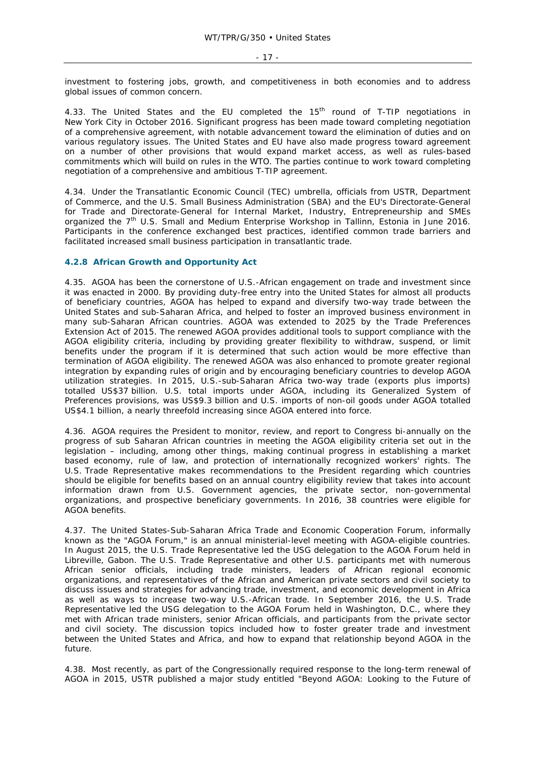investment to fostering jobs, growth, and competitiveness in both economies and to address global issues of common concern.

4.33. The United States and the EU completed the 15th round of T-TIP negotiations in New York City in October 2016. Significant progress has been made toward completing negotiation of a comprehensive agreement, with notable advancement toward the elimination of duties and on various regulatory issues. The United States and EU have also made progress toward agreement on a number of other provisions that would expand market access, as well as rules-based commitments which will build on rules in the WTO. The parties continue to work toward completing negotiation of a comprehensive and ambitious T-TIP agreement.

4.34. Under the Transatlantic Economic Council (TEC) umbrella, officials from USTR, Department of Commerce, and the U.S. Small Business Administration (SBA) and the EU's Directorate-General for Trade and Directorate-General for Internal Market, Industry, Entrepreneurship and SMEs organized the 7th U.S. Small and Medium Enterprise Workshop in Tallinn, Estonia in June 2016. Participants in the conference exchanged best practices, identified common trade barriers and facilitated increased small business participation in transatlantic trade.

#### 4.2.8 African Growth and Opportunity Act

4.35. AGOA has been the cornerstone of U.S.-African engagement on trade and investment since it was enacted in 2000. By providing duty-free entry into the United States for almost all products of beneficiary countries, AGOA has helped to expand and diversify two-way trade between the United States and sub-Saharan Africa, and helped to foster an improved business environment in many sub-Saharan African countries. AGOA was extended to 2025 by the Trade Preferences Extension Act of 2015. The renewed AGOA provides additional tools to support compliance with the AGOA eligibility criteria, including by providing greater flexibility to withdraw, suspend, or limit benefits under the program if it is determined that such action would be more effective than termination of AGOA eligibility. The renewed AGOA was also enhanced to promote greater regional integration by expanding rules of origin and by encouraging beneficiary countries to develop AGOA utilization strategies. In 2015, U.S.-sub-Saharan Africa two-way trade (exports plus imports) totalled US$37 billion. U.S. total imports under AGOA, including its Generalized System of Preferences provisions, was US$9.3 billion and U.S. imports of non-oil goods under AGOA totalled US$4.1 billion, a nearly threefold increasing since AGOA entered into force.

4.36. AGOA requires the President to monitor, review, and report to Congress bi-annually on the progress of sub Saharan African countries in meeting the AGOA eligibility criteria set out in the legislation – including, among other things, making continual progress in establishing a market based economy, rule of law, and protection of internationally recognized workers' rights. The U.S. Trade Representative makes recommendations to the President regarding which countries should be eligible for benefits based on an annual country eligibility review that takes into account information drawn from U.S. Government agencies, the private sector, non-governmental organizations, and prospective beneficiary governments. In 2016, 38 countries were eligible for AGOA benefits.

4.37. The United States-Sub-Saharan Africa Trade and Economic Cooperation Forum, informally known as the "AGOA Forum," is an annual ministerial-level meeting with AGOA-eligible countries. In August 2015, the U.S. Trade Representative led the USG delegation to the AGOA Forum held in Libreville, Gabon. The U.S. Trade Representative and other U.S. participants met with numerous African senior officials, including trade ministers, leaders of African regional economic organizations, and representatives of the African and American private sectors and civil society to discuss issues and strategies for advancing trade, investment, and economic development in Africa as well as ways to increase two-way U.S.-African trade. In September 2016, the U.S. Trade Representative led the USG delegation to the AGOA Forum held in Washington, D.C., where they met with African trade ministers, senior African officials, and participants from the private sector and civil society. The discussion topics included how to foster greater trade and investment between the United States and Africa, and how to expand that relationship beyond AGOA in the future.

4.38. Most recently, as part of the Congressionally required response to the long-term renewal of AGOA in 2015, USTR published a major study entitled "Beyond AGOA: Looking to the Future of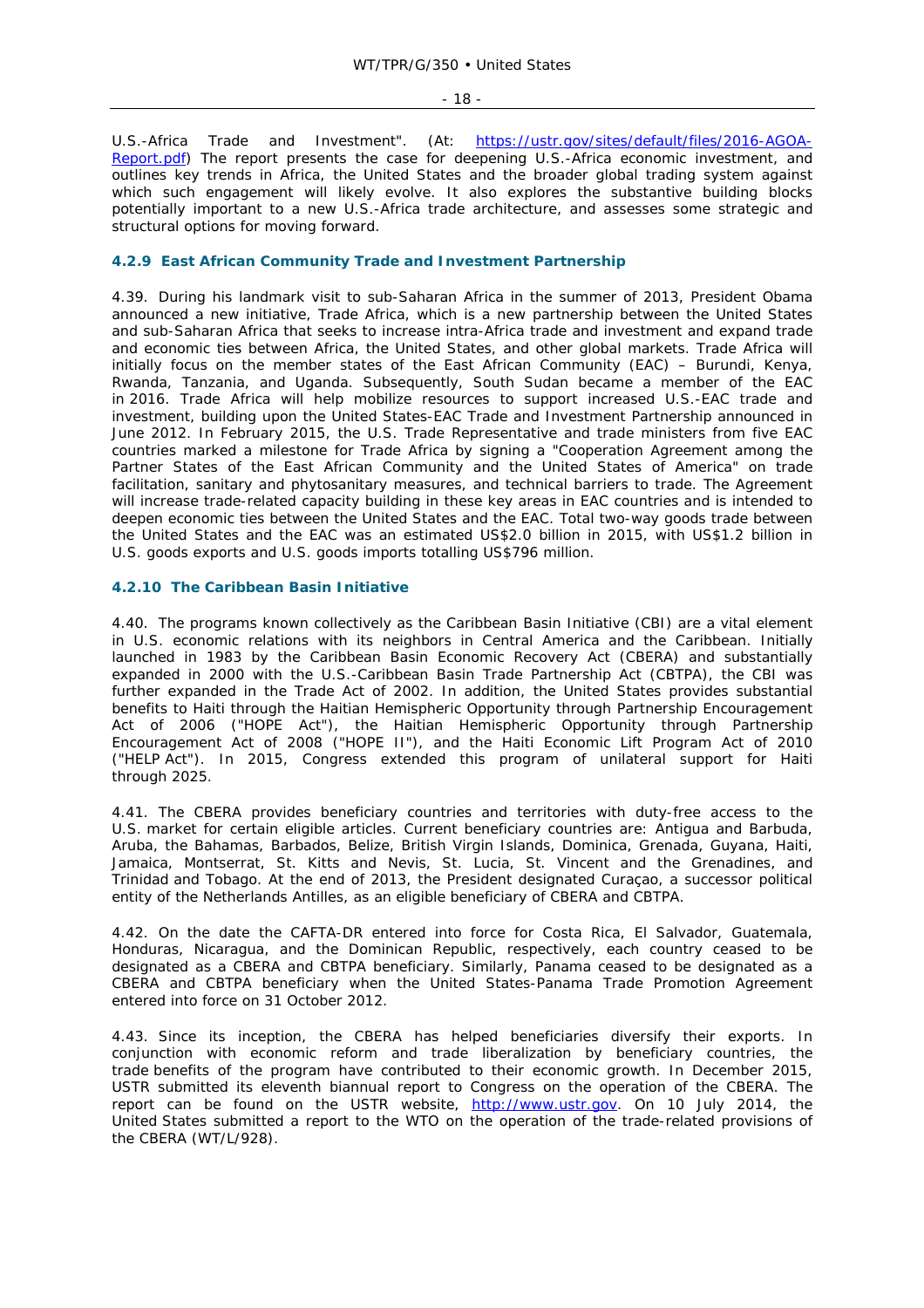U.S.-Africa Trade and Investment". (At: https://ustr.gov/sites/default/files/2016-AGOA-Report.pdf) The report presents the case for deepening U.S.-Africa economic investment, and outlines key trends in Africa, the United States and the broader global trading system against which such engagement will likely evolve. It also explores the substantive building blocks potentially important to a new U.S.-Africa trade architecture, and assesses some strategic and structural options for moving forward.

### 4.2.9 East African Community Trade and Investment Partnership

4.39. During his landmark visit to sub-Saharan Africa in the summer of 2013, President Obama announced a new initiative, Trade Africa, which is a new partnership between the United States and sub-Saharan Africa that seeks to increase intra-Africa trade and investment and expand trade and economic ties between Africa, the United States, and other global markets. Trade Africa will initially focus on the member states of the East African Community (EAC) – Burundi, Kenya, Rwanda, Tanzania, and Uganda. Subsequently, South Sudan became a member of the EAC in 2016. Trade Africa will help mobilize resources to support increased U.S.-EAC trade and investment, building upon the United States-EAC Trade and Investment Partnership announced in June 2012. In February 2015, the U.S. Trade Representative and trade ministers from five EAC countries marked a milestone for Trade Africa by signing a "Cooperation Agreement among the Partner States of the East African Community and the United States of America" on trade facilitation, sanitary and phytosanitary measures, and technical barriers to trade. The Agreement will increase trade-related capacity building in these key areas in EAC countries and is intended to deepen economic ties between the United States and the EAC. Total two-way goods trade between the United States and the EAC was an estimated US$2.0 billion in 2015, with US$1.2 billion in U.S. goods exports and U.S. goods imports totalling US$796 million.

### 4.2.10 The Caribbean Basin Initiative

4.40. The programs known collectively as the Caribbean Basin Initiative (CBI) are a vital element in U.S. economic relations with its neighbors in Central America and the Caribbean. Initially launched in 1983 by the Caribbean Basin Economic Recovery Act (CBERA) and substantially expanded in 2000 with the U.S.-Caribbean Basin Trade Partnership Act (CBTPA), the CBI was further expanded in the Trade Act of 2002. In addition, the United States provides substantial benefits to Haiti through the Haitian Hemispheric Opportunity through Partnership Encouragement Act of 2006 ("HOPE Act"), the Haitian Hemispheric Opportunity through Partnership Encouragement Act of 2008 ("HOPE II"), and the Haiti Economic Lift Program Act of 2010 ("HELP Act"). In 2015, Congress extended this program of unilateral support for Haiti through 2025.

4.41. The CBERA provides beneficiary countries and territories with duty-free access to the U.S. market for certain eligible articles. Current beneficiary countries are: Antigua and Barbuda, Aruba, the Bahamas, Barbados, Belize, British Virgin Islands, Dominica, Grenada, Guyana, Haiti, Jamaica, Montserrat, St. Kitts and Nevis, St. Lucia, St. Vincent and the Grenadines, and Trinidad and Tobago. At the end of 2013, the President designated Curaçao, a successor political entity of the Netherlands Antilles, as an eligible beneficiary of CBERA and CBTPA.

4.42. On the date the CAFTA-DR entered into force for Costa Rica, El Salvador, Guatemala, Honduras, Nicaragua, and the Dominican Republic, respectively, each country ceased to be designated as a CBERA and CBTPA beneficiary. Similarly, Panama ceased to be designated as a CBERA and CBTPA beneficiary when the United States-Panama Trade Promotion Agreement entered into force on 31 October 2012.

4.43. Since its inception, the CBERA has helped beneficiaries diversify their exports. In conjunction with economic reform and trade liberalization by beneficiary countries, the trade benefits of the program have contributed to their economic growth. In December 2015, USTR submitted its eleventh biannual report to Congress on the operation of the CBERA. The report can be found on the USTR website, http://www.ustr.gov. On 10 July 2014, the United States submitted a report to the WTO on the operation of the trade-related provisions of the CBERA (WT/L/928).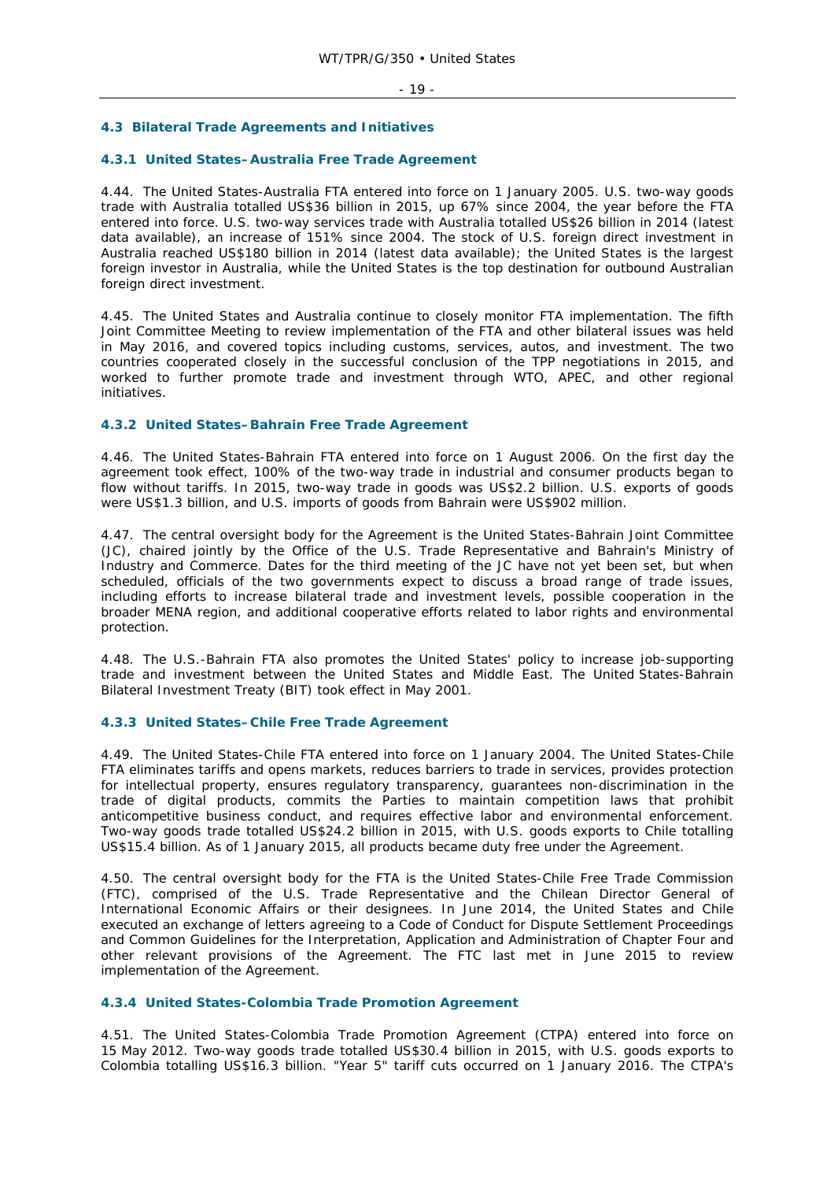## 4.3 Bilateral Trade Agreements and Initiatives

### 4.3.1 United States–Australia Free Trade Agreement

4.44. The United States-Australia FTA entered into force on 1 January 2005. U.S. two-way goods trade with Australia totalled US$36 billion in 2015, up 67% since 2004, the year before the FTA entered into force. U.S. two-way services trade with Australia totalled US$26 billion in 2014 (latest data available), an increase of 151% since 2004. The stock of U.S. foreign direct investment in Australia reached US$180 billion in 2014 (latest data available); the United States is the largest foreign investor in Australia, while the United States is the top destination for outbound Australian foreign direct investment.

4.45. The United States and Australia continue to closely monitor FTA implementation. The fifth Joint Committee Meeting to review implementation of the FTA and other bilateral issues was held in May 2016, and covered topics including customs, services, autos, and investment. The two countries cooperated closely in the successful conclusion of the TPP negotiations in 2015, and worked to further promote trade and investment through WTO, APEC, and other regional initiatives.

### 4.3.2 United States–Bahrain Free Trade Agreement

4.46. The United States-Bahrain FTA entered into force on 1 August 2006. On the first day the agreement took effect, 100% of the two-way trade in industrial and consumer products began to flow without tariffs. In 2015, two-way trade in goods was US$2.2 billion. U.S. exports of goods were US$1.3 billion, and U.S. imports of goods from Bahrain were US$902 million.

4.47. The central oversight body for the Agreement is the United States-Bahrain Joint Committee (JC), chaired jointly by the Office of the U.S. Trade Representative and Bahrain's Ministry of Industry and Commerce. Dates for the third meeting of the JC have not yet been set, but when scheduled, officials of the two governments expect to discuss a broad range of trade issues, including efforts to increase bilateral trade and investment levels, possible cooperation in the broader MENA region, and additional cooperative efforts related to labor rights and environmental protection.

4.48. The U.S.-Bahrain FTA also promotes the United States' policy to increase job-supporting trade and investment between the United States and Middle East. The United States-Bahrain Bilateral Investment Treaty (BIT) took effect in May 2001.

### 4.3.3 United States–Chile Free Trade Agreement

4.49. The United States-Chile FTA entered into force on 1 January 2004. The United States-Chile FTA eliminates tariffs and opens markets, reduces barriers to trade in services, provides protection for intellectual property, ensures regulatory transparency, guarantees non-discrimination in the trade of digital products, commits the Parties to maintain competition laws that prohibit anticompetitive business conduct, and requires effective labor and environmental enforcement. Two-way goods trade totalled US$24.2 billion in 2015, with U.S. goods exports to Chile totalling US$15.4 billion. As of 1 January 2015, all products became duty free under the Agreement.

4.50. The central oversight body for the FTA is the United States-Chile Free Trade Commission (FTC), comprised of the U.S. Trade Representative and the Chilean Director General of International Economic Affairs or their designees. In June 2014, the United States and Chile executed an exchange of letters agreeing to a Code of Conduct for Dispute Settlement Proceedings and Common Guidelines for the Interpretation, Application and Administration of Chapter Four and other relevant provisions of the Agreement. The FTC last met in June 2015 to review implementation of the Agreement.

### 4.3.4 United States-Colombia Trade Promotion Agreement

4.51. The United States-Colombia Trade Promotion Agreement (CTPA) entered into force on 15 May 2012. Two-way goods trade totalled US$30.4 billion in 2015, with U.S. goods exports to Colombia totalling US$16.3 billion. "Year 5" tariff cuts occurred on 1 January 2016. The CTPA's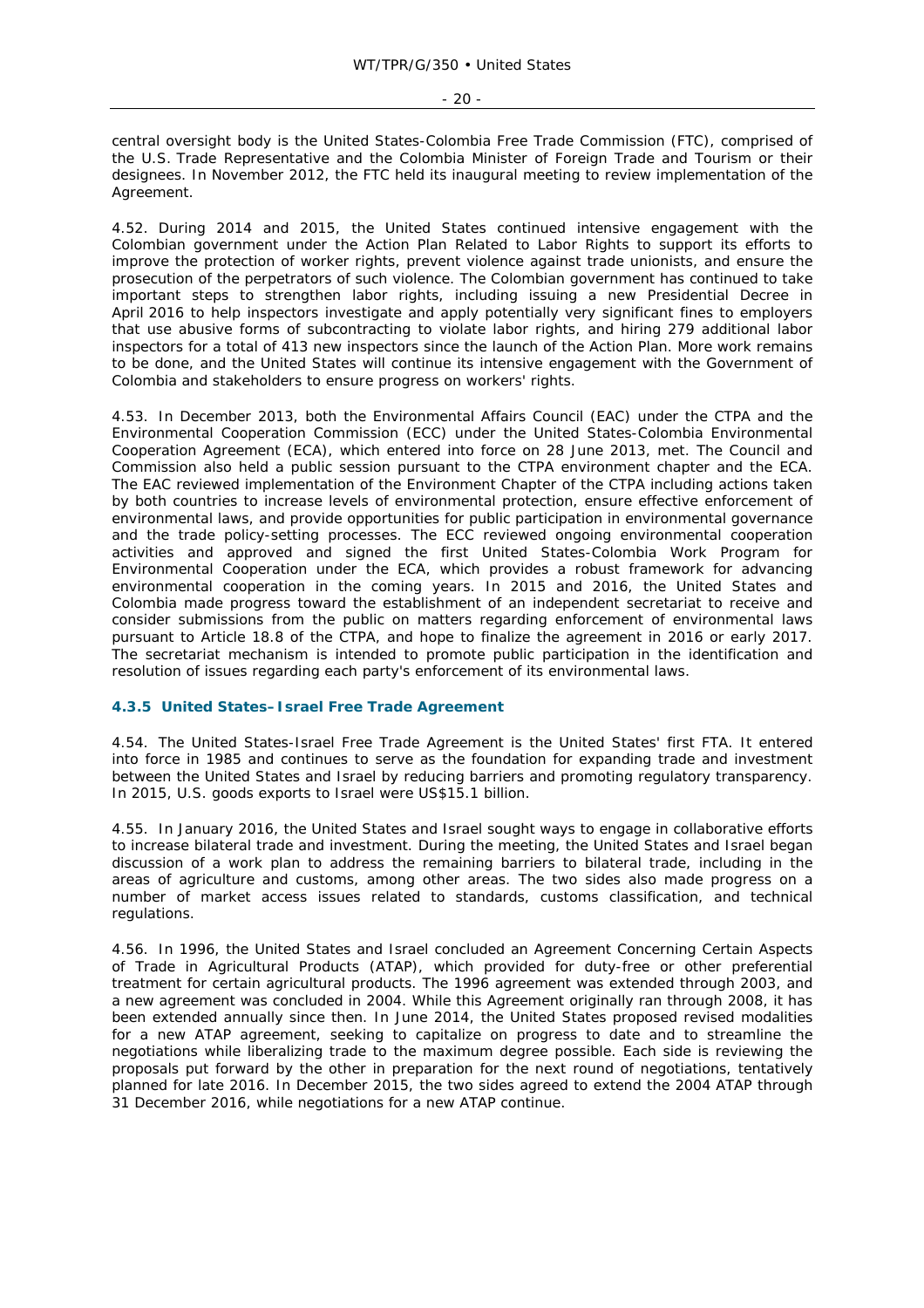central oversight body is the United States-Colombia Free Trade Commission (FTC), comprised of the U.S. Trade Representative and the Colombia Minister of Foreign Trade and Tourism or their designees. In November 2012, the FTC held its inaugural meeting to review implementation of the Agreement.

4.52. During 2014 and 2015, the United States continued intensive engagement with the Colombian government under the Action Plan Related to Labor Rights to support its efforts to improve the protection of worker rights, prevent violence against trade unionists, and ensure the prosecution of the perpetrators of such violence. The Colombian government has continued to take important steps to strengthen labor rights, including issuing a new Presidential Decree in April 2016 to help inspectors investigate and apply potentially very significant fines to employers that use abusive forms of subcontracting to violate labor rights, and hiring 279 additional labor inspectors for a total of 413 new inspectors since the launch of the Action Plan. More work remains to be done, and the United States will continue its intensive engagement with the Government of Colombia and stakeholders to ensure progress on workers' rights.

4.53. In December 2013, both the Environmental Affairs Council (EAC) under the CTPA and the Environmental Cooperation Commission (ECC) under the United States-Colombia Environmental Cooperation Agreement (ECA), which entered into force on 28 June 2013, met. The Council and Commission also held a public session pursuant to the CTPA environment chapter and the ECA. The EAC reviewed implementation of the Environment Chapter of the CTPA including actions taken by both countries to increase levels of environmental protection, ensure effective enforcement of environmental laws, and provide opportunities for public participation in environmental governance and the trade policy-setting processes. The ECC reviewed ongoing environmental cooperation activities and approved and signed the first United States-Colombia Work Program for Environmental Cooperation under the ECA, which provides a robust framework for advancing environmental cooperation in the coming years. In 2015 and 2016, the United States and Colombia made progress toward the establishment of an independent secretariat to receive and consider submissions from the public on matters regarding enforcement of environmental laws pursuant to Article 18.8 of the CTPA, and hope to finalize the agreement in 2016 or early 2017. The secretariat mechanism is intended to promote public participation in the identification and resolution of issues regarding each party's enforcement of its environmental laws.

### 4.3.5 United States–Israel Free Trade Agreement

4.54. The United States-Israel Free Trade Agreement is the United States' first FTA. It entered into force in 1985 and continues to serve as the foundation for expanding trade and investment between the United States and Israel by reducing barriers and promoting regulatory transparency. In 2015, U.S. goods exports to Israel were US$15.1 billion.

4.55. In January 2016, the United States and Israel sought ways to engage in collaborative efforts to increase bilateral trade and investment. During the meeting, the United States and Israel began discussion of a work plan to address the remaining barriers to bilateral trade, including in the areas of agriculture and customs, among other areas. The two sides also made progress on a number of market access issues related to standards, customs classification, and technical regulations.

4.56. In 1996, the United States and Israel concluded an Agreement Concerning Certain Aspects of Trade in Agricultural Products (ATAP), which provided for duty-free or other preferential treatment for certain agricultural products. The 1996 agreement was extended through 2003, and a new agreement was concluded in 2004. While this Agreement originally ran through 2008, it has been extended annually since then. In June 2014, the United States proposed revised modalities for a new ATAP agreement, seeking to capitalize on progress to date and to streamline the negotiations while liberalizing trade to the maximum degree possible. Each side is reviewing the proposals put forward by the other in preparation for the next round of negotiations, tentatively planned for late 2016. In December 2015, the two sides agreed to extend the 2004 ATAP through 31 December 2016, while negotiations for a new ATAP continue.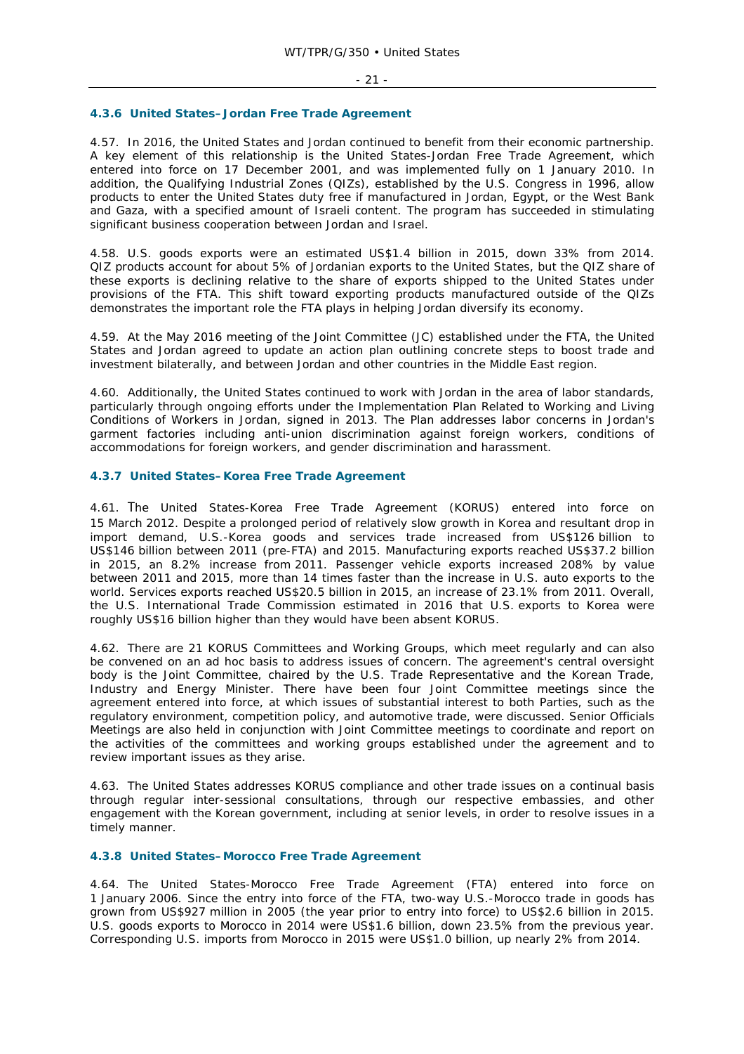#### 4.3.6 United States–Jordan Free Trade Agreement

4.57. In 2016, the United States and Jordan continued to benefit from their economic partnership. A key element of this relationship is the United States-Jordan Free Trade Agreement, which entered into force on 17 December 2001, and was implemented fully on 1 January 2010. In addition, the Qualifying Industrial Zones (QIZs), established by the U.S. Congress in 1996, allow products to enter the United States duty free if manufactured in Jordan, Egypt, or the West Bank and Gaza, with a specified amount of Israeli content. The program has succeeded in stimulating significant business cooperation between Jordan and Israel.

4.58. U.S. goods exports were an estimated US$1.4 billion in 2015, down 33% from 2014. QIZ products account for about 5% of Jordanian exports to the United States, but the QIZ share of these exports is declining relative to the share of exports shipped to the United States under provisions of the FTA. This shift toward exporting products manufactured outside of the QIZs demonstrates the important role the FTA plays in helping Jordan diversify its economy.

4.59. At the May 2016 meeting of the Joint Committee (JC) established under the FTA, the United States and Jordan agreed to update an action plan outlining concrete steps to boost trade and investment bilaterally, and between Jordan and other countries in the Middle East region.

4.60. Additionally, the United States continued to work with Jordan in the area of labor standards, particularly through ongoing efforts under the Implementation Plan Related to Working and Living Conditions of Workers in Jordan, signed in 2013. The Plan addresses labor concerns in Jordan's garment factories including anti-union discrimination against foreign workers, conditions of accommodations for foreign workers, and gender discrimination and harassment.

#### 4.3.7 United States–Korea Free Trade Agreement

4.61. The United States-Korea Free Trade Agreement (KORUS) entered into force on 15 March 2012. Despite a prolonged period of relatively slow growth in Korea and resultant drop in import demand, U.S.-Korea goods and services trade increased from US$126 billion to US$146 billion between 2011 (pre-FTA) and 2015. Manufacturing exports reached US$37.2 billion in 2015, an 8.2% increase from 2011. Passenger vehicle exports increased 208% by value between 2011 and 2015, more than 14 times faster than the increase in U.S. auto exports to the world. Services exports reached US$20.5 billion in 2015, an increase of 23.1% from 2011. Overall, the U.S. International Trade Commission estimated in 2016 that U.S. exports to Korea were roughly US$16 billion higher than they would have been absent KORUS.

4.62. There are 21 KORUS Committees and Working Groups, which meet regularly and can also be convened on an ad hoc basis to address issues of concern. The agreement's central oversight body is the Joint Committee, chaired by the U.S. Trade Representative and the Korean Trade, Industry and Energy Minister. There have been four Joint Committee meetings since the agreement entered into force, at which issues of substantial interest to both Parties, such as the regulatory environment, competition policy, and automotive trade, were discussed. Senior Officials Meetings are also held in conjunction with Joint Committee meetings to coordinate and report on the activities of the committees and working groups established under the agreement and to review important issues as they arise.

4.63. The United States addresses KORUS compliance and other trade issues on a continual basis through regular inter-sessional consultations, through our respective embassies, and other engagement with the Korean government, including at senior levels, in order to resolve issues in a timely manner.

#### 4.3.8 United States–Morocco Free Trade Agreement

4.64. The United States-Morocco Free Trade Agreement (FTA) entered into force on 1 January 2006. Since the entry into force of the FTA, two-way U.S.-Morocco trade in goods has grown from US$927 million in 2005 (the year prior to entry into force) to US$2.6 billion in 2015. U.S. goods exports to Morocco in 2014 were US$1.6 billion, down 23.5% from the previous year. Corresponding U.S. imports from Morocco in 2015 were US$1.0 billion, up nearly 2% from 2014.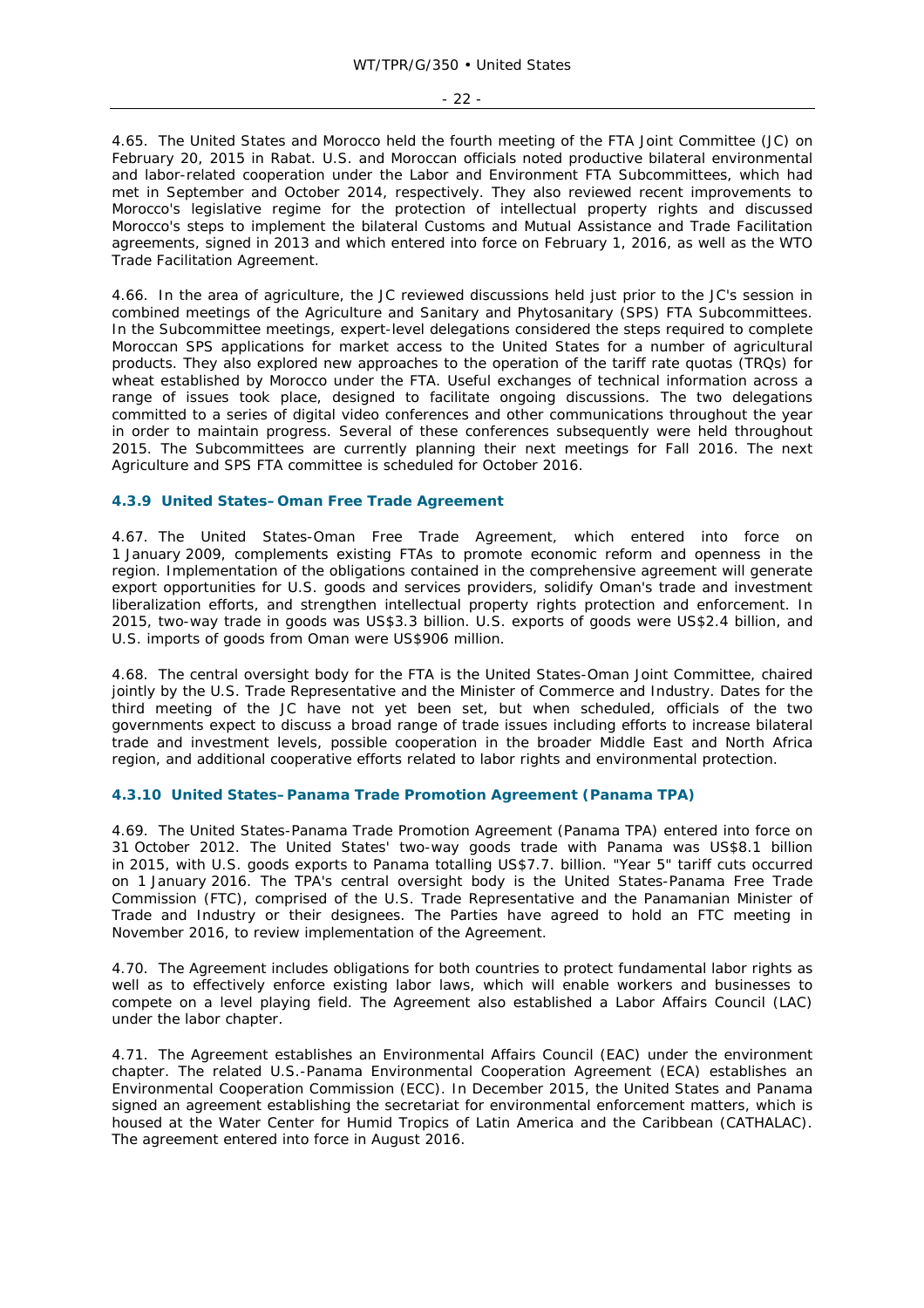4.65. The United States and Morocco held the fourth meeting of the FTA Joint Committee (JC) on February 20, 2015 in Rabat. U.S. and Moroccan officials noted productive bilateral environmental and labor-related cooperation under the Labor and Environment FTA Subcommittees, which had met in September and October 2014, respectively. They also reviewed recent improvements to Morocco's legislative regime for the protection of intellectual property rights and discussed Morocco's steps to implement the bilateral Customs and Mutual Assistance and Trade Facilitation agreements, signed in 2013 and which entered into force on February 1, 2016, as well as the WTO Trade Facilitation Agreement.

4.66. In the area of agriculture, the JC reviewed discussions held just prior to the JC's session in combined meetings of the Agriculture and Sanitary and Phytosanitary (SPS) FTA Subcommittees. In the Subcommittee meetings, expert-level delegations considered the steps required to complete Moroccan SPS applications for market access to the United States for a number of agricultural products. They also explored new approaches to the operation of the tariff rate quotas (TRQs) for wheat established by Morocco under the FTA. Useful exchanges of technical information across a range of issues took place, designed to facilitate ongoing discussions. The two delegations committed to a series of digital video conferences and other communications throughout the year in order to maintain progress. Several of these conferences subsequently were held throughout 2015. The Subcommittees are currently planning their next meetings for Fall 2016. The next Agriculture and SPS FTA committee is scheduled for October 2016.

### 4.3.9 United States–Oman Free Trade Agreement

4.67. The United States-Oman Free Trade Agreement, which entered into force on 1 January 2009, complements existing FTAs to promote economic reform and openness in the region. Implementation of the obligations contained in the comprehensive agreement will generate export opportunities for U.S. goods and services providers, solidify Oman's trade and investment liberalization efforts, and strengthen intellectual property rights protection and enforcement. In 2015, two-way trade in goods was US$3.3 billion. U.S. exports of goods were US$2.4 billion, and U.S. imports of goods from Oman were US$906 million.

4.68. The central oversight body for the FTA is the United States-Oman Joint Committee, chaired jointly by the U.S. Trade Representative and the Minister of Commerce and Industry. Dates for the third meeting of the JC have not yet been set, but when scheduled, officials of the two governments expect to discuss a broad range of trade issues including efforts to increase bilateral trade and investment levels, possible cooperation in the broader Middle East and North Africa region, and additional cooperative efforts related to labor rights and environmental protection.

### 4.3.10 United States–Panama Trade Promotion Agreement (Panama TPA)

4.69. The United States-Panama Trade Promotion Agreement (Panama TPA) entered into force on 31 October 2012. The United States' two-way goods trade with Panama was US$8.1 billion in 2015, with U.S. goods exports to Panama totalling US$7.7. billion. "Year 5" tariff cuts occurred on 1 January 2016. The TPA's central oversight body is the United States-Panama Free Trade Commission (FTC), comprised of the U.S. Trade Representative and the Panamanian Minister of Trade and Industry or their designees. The Parties have agreed to hold an FTC meeting in November 2016, to review implementation of the Agreement.

4.70. The Agreement includes obligations for both countries to protect fundamental labor rights as well as to effectively enforce existing labor laws, which will enable workers and businesses to compete on a level playing field. The Agreement also established a Labor Affairs Council (LAC) under the labor chapter.

4.71. The Agreement establishes an Environmental Affairs Council (EAC) under the environment chapter. The related U.S.-Panama Environmental Cooperation Agreement (ECA) establishes an Environmental Cooperation Commission (ECC). In December 2015, the United States and Panama signed an agreement establishing the secretariat for environmental enforcement matters, which is housed at the Water Center for Humid Tropics of Latin America and the Caribbean (CATHALAC). The agreement entered into force in August 2016.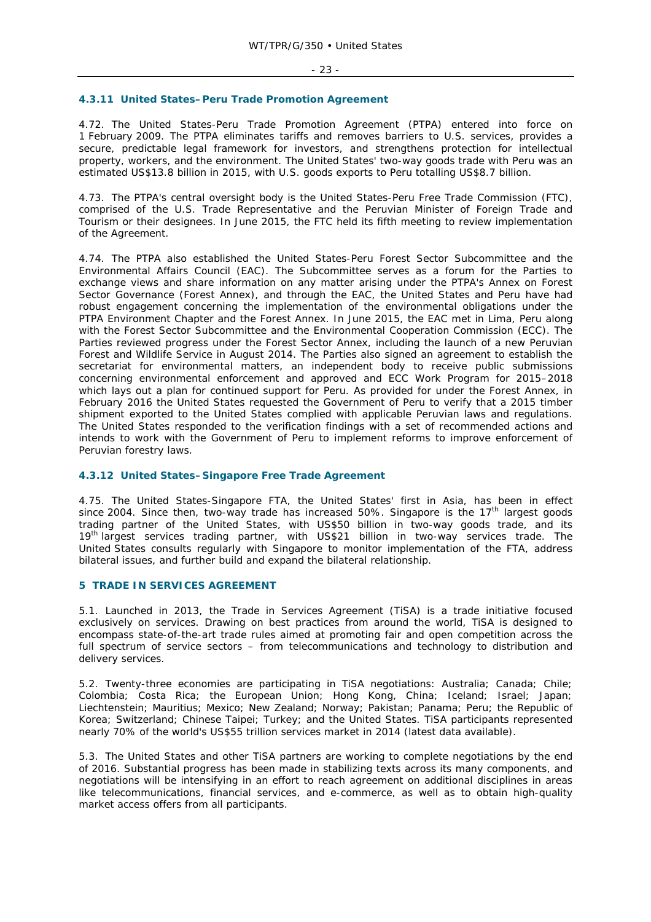### 4.3.11 United States–Peru Trade Promotion Agreement

4.72. The United States-Peru Trade Promotion Agreement (PTPA) entered into force on 1 February 2009. The PTPA eliminates tariffs and removes barriers to U.S. services, provides a secure, predictable legal framework for investors, and strengthens protection for intellectual property, workers, and the environment. The United States' two-way goods trade with Peru was an estimated US$13.8 billion in 2015, with U.S. goods exports to Peru totalling US$8.7 billion.

4.73. The PTPA's central oversight body is the United States-Peru Free Trade Commission (FTC), comprised of the U.S. Trade Representative and the Peruvian Minister of Foreign Trade and Tourism or their designees. In June 2015, the FTC held its fifth meeting to review implementation of the Agreement.

4.74. The PTPA also established the United States-Peru Forest Sector Subcommittee and the Environmental Affairs Council (EAC). The Subcommittee serves as a forum for the Parties to exchange views and share information on any matter arising under the PTPA's Annex on Forest Sector Governance (Forest Annex), and through the EAC, the United States and Peru have had robust engagement concerning the implementation of the environmental obligations under the PTPA Environment Chapter and the Forest Annex. In June 2015, the EAC met in Lima, Peru along with the Forest Sector Subcommittee and the Environmental Cooperation Commission (ECC). The Parties reviewed progress under the Forest Sector Annex, including the launch of a new Peruvian Forest and Wildlife Service in August 2014. The Parties also signed an agreement to establish the secretariat for environmental matters, an independent body to receive public submissions concerning environmental enforcement and approved and ECC Work Program for 2015–2018 which lays out a plan for continued support for Peru. As provided for under the Forest Annex, in February 2016 the United States requested the Government of Peru to verify that a 2015 timber shipment exported to the United States complied with applicable Peruvian laws and regulations. The United States responded to the verification findings with a set of recommended actions and intends to work with the Government of Peru to implement reforms to improve enforcement of Peruvian forestry laws.

### 4.3.12 United States–Singapore Free Trade Agreement

4.75. The United States-Singapore FTA, the United States' first in Asia, has been in effect since 2004. Since then, two-way trade has increased 50%. Singapore is the 17th largest goods trading partner of the United States, with US$50 billion in two-way goods trade, and its 19th largest services trading partner, with US$21 billion in two-way services trade. The United States consults regularly with Singapore to monitor implementation of the FTA, address bilateral issues, and further build and expand the bilateral relationship.

## 5 TRADE IN SERVICES AGREEMENT

5.1. Launched in 2013, the Trade in Services Agreement (TiSA) is a trade initiative focused exclusively on services. Drawing on best practices from around the world, TiSA is designed to encompass state-of-the-art trade rules aimed at promoting fair and open competition across the full spectrum of service sectors – from telecommunications and technology to distribution and delivery services.

5.2. Twenty-three economies are participating in TiSA negotiations: Australia; Canada; Chile; Colombia; Costa Rica; the European Union; Hong Kong, China; Iceland; Israel; Japan; Liechtenstein; Mauritius; Mexico; New Zealand; Norway; Pakistan; Panama; Peru; the Republic of Korea; Switzerland; Chinese Taipei; Turkey; and the United States. TiSA participants represented nearly 70% of the world's US$55 trillion services market in 2014 (latest data available).

5.3. The United States and other TiSA partners are working to complete negotiations by the end of 2016. Substantial progress has been made in stabilizing texts across its many components, and negotiations will be intensifying in an effort to reach agreement on additional disciplines in areas like telecommunications, financial services, and e-commerce, as well as to obtain high-quality market access offers from all participants.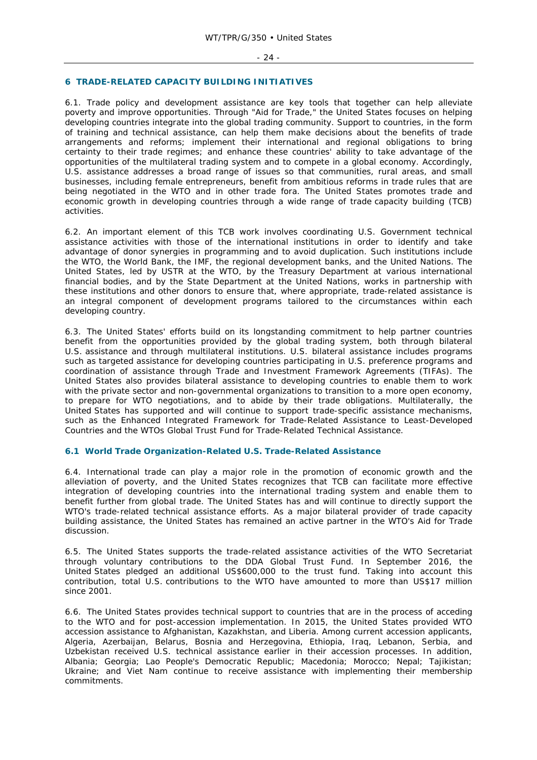## 6 TRADE-RELATED CAPACITY BUILDING INITIATIVES

6.1. Trade policy and development assistance are key tools that together can help alleviate poverty and improve opportunities. Through "Aid for Trade," the United States focuses on helping developing countries integrate into the global trading community. Support to countries, in the form of training and technical assistance, can help them make decisions about the benefits of trade arrangements and reforms; implement their international and regional obligations to bring certainty to their trade regimes; and enhance these countries' ability to take advantage of the opportunities of the multilateral trading system and to compete in a global economy. Accordingly, U.S. assistance addresses a broad range of issues so that communities, rural areas, and small businesses, including female entrepreneurs, benefit from ambitious reforms in trade rules that are being negotiated in the WTO and in other trade fora. The United States promotes trade and economic growth in developing countries through a wide range of trade capacity building (TCB) activities.

6.2. An important element of this TCB work involves coordinating U.S. Government technical assistance activities with those of the international institutions in order to identify and take advantage of donor synergies in programming and to avoid duplication. Such institutions include the WTO, the World Bank, the IMF, the regional development banks, and the United Nations. The United States, led by USTR at the WTO, by the Treasury Department at various international financial bodies, and by the State Department at the United Nations, works in partnership with these institutions and other donors to ensure that, where appropriate, trade-related assistance is an integral component of development programs tailored to the circumstances within each developing country.

6.3. The United States' efforts build on its longstanding commitment to help partner countries benefit from the opportunities provided by the global trading system, both through bilateral U.S. assistance and through multilateral institutions. U.S. bilateral assistance includes programs such as targeted assistance for developing countries participating in U.S. preference programs and coordination of assistance through Trade and Investment Framework Agreements (TIFAs). The United States also provides bilateral assistance to developing countries to enable them to work with the private sector and non-governmental organizations to transition to a more open economy, to prepare for WTO negotiations, and to abide by their trade obligations. Multilaterally, the United States has supported and will continue to support trade-specific assistance mechanisms, such as the Enhanced Integrated Framework for Trade-Related Assistance to Least-Developed Countries and the WTOs Global Trust Fund for Trade-Related Technical Assistance.

### 6.1 World Trade Organization-Related U.S. Trade-Related Assistance

6.4. International trade can play a major role in the promotion of economic growth and the alleviation of poverty, and the United States recognizes that TCB can facilitate more effective integration of developing countries into the international trading system and enable them to benefit further from global trade. The United States has and will continue to directly support the WTO's trade-related technical assistance efforts. As a major bilateral provider of trade capacity building assistance, the United States has remained an active partner in the WTO's Aid for Trade discussion.

6.5. The United States supports the trade-related assistance activities of the WTO Secretariat through voluntary contributions to the DDA Global Trust Fund. In September 2016, the United States pledged an additional US$600,000 to the trust fund. Taking into account this contribution, total U.S. contributions to the WTO have amounted to more than US$17 million since 2001.

6.6. The United States provides technical support to countries that are in the process of acceding to the WTO and for post-accession implementation. In 2015, the United States provided WTO accession assistance to Afghanistan, Kazakhstan, and Liberia. Among current accession applicants, Algeria, Azerbaijan, Belarus, Bosnia and Herzegovina, Ethiopia, Iraq, Lebanon, Serbia, and Uzbekistan received U.S. technical assistance earlier in their accession processes. In addition, Albania; Georgia; Lao People's Democratic Republic; Macedonia; Morocco; Nepal; Tajikistan; Ukraine; and Viet Nam continue to receive assistance with implementing their membership commitments.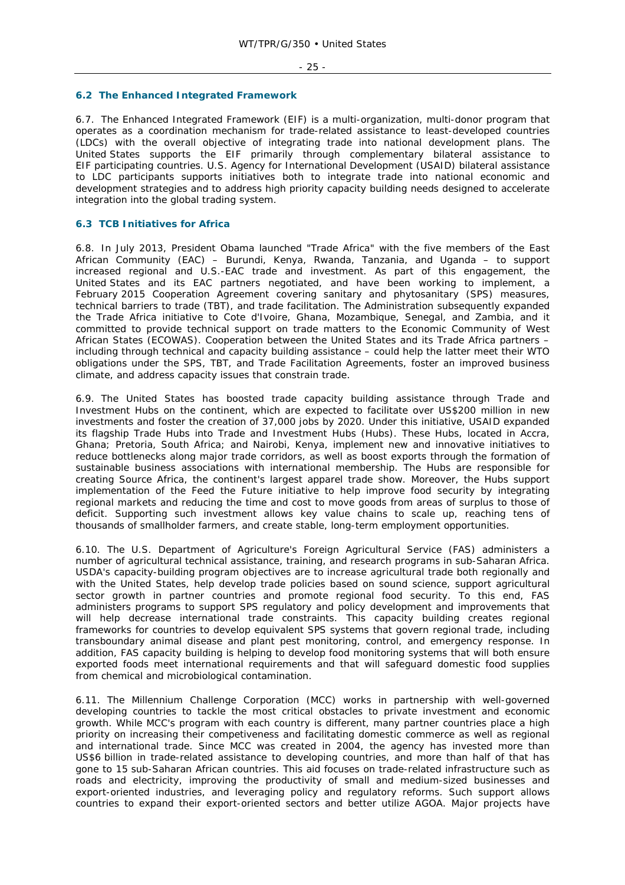## 6.2 The Enhanced Integrated Framework

6.7. The Enhanced Integrated Framework (EIF) is a multi-organization, multi-donor program that operates as a coordination mechanism for trade-related assistance to least-developed countries (LDCs) with the overall objective of integrating trade into national development plans. The United States supports the EIF primarily through complementary bilateral assistance to EIF participating countries. U.S. Agency for International Development (USAID) bilateral assistance to LDC participants supports initiatives both to integrate trade into national economic and development strategies and to address high priority capacity building needs designed to accelerate integration into the global trading system.

## 6.3 TCB Initiatives for Africa

6.8. In July 2013, President Obama launched "Trade Africa" with the five members of the East African Community (EAC) – Burundi, Kenya, Rwanda, Tanzania, and Uganda – to support increased regional and U.S.-EAC trade and investment. As part of this engagement, the United States and its EAC partners negotiated, and have been working to implement, a February 2015 Cooperation Agreement covering sanitary and phytosanitary (SPS) measures, technical barriers to trade (TBT), and trade facilitation. The Administration subsequently expanded the Trade Africa initiative to Cote d'Ivoire, Ghana, Mozambique, Senegal, and Zambia, and it committed to provide technical support on trade matters to the Economic Community of West African States (ECOWAS). Cooperation between the United States and its Trade Africa partners – including through technical and capacity building assistance – could help the latter meet their WTO obligations under the SPS, TBT, and Trade Facilitation Agreements, foster an improved business climate, and address capacity issues that constrain trade.

6.9. The United States has boosted trade capacity building assistance through Trade and Investment Hubs on the continent, which are expected to facilitate over US$200 million in new investments and foster the creation of 37,000 jobs by 2020. Under this initiative, USAID expanded its flagship Trade Hubs into Trade and Investment Hubs (Hubs). These Hubs, located in Accra, Ghana; Pretoria, South Africa; and Nairobi, Kenya, implement new and innovative initiatives to reduce bottlenecks along major trade corridors, as well as boost exports through the formation of sustainable business associations with international membership. The Hubs are responsible for creating Source Africa, the continent's largest apparel trade show. Moreover, the Hubs support implementation of the Feed the Future initiative to help improve food security by integrating regional markets and reducing the time and cost to move goods from areas of surplus to those of deficit. Supporting such investment allows key value chains to scale up, reaching tens of thousands of smallholder farmers, and create stable, long-term employment opportunities.

6.10. The U.S. Department of Agriculture's Foreign Agricultural Service (FAS) administers a number of agricultural technical assistance, training, and research programs in sub-Saharan Africa. USDA's capacity-building program objectives are to increase agricultural trade both regionally and with the United States, help develop trade policies based on sound science, support agricultural sector growth in partner countries and promote regional food security. To this end, FAS administers programs to support SPS regulatory and policy development and improvements that will help decrease international trade constraints. This capacity building creates regional frameworks for countries to develop equivalent SPS systems that govern regional trade, including transboundary animal disease and plant pest monitoring, control, and emergency response. In addition, FAS capacity building is helping to develop food monitoring systems that will both ensure exported foods meet international requirements and that will safeguard domestic food supplies from chemical and microbiological contamination.

6.11. The Millennium Challenge Corporation (MCC) works in partnership with well-governed developing countries to tackle the most critical obstacles to private investment and economic growth. While MCC's program with each country is different, many partner countries place a high priority on increasing their competiveness and facilitating domestic commerce as well as regional and international trade. Since MCC was created in 2004, the agency has invested more than US$6 billion in trade-related assistance to developing countries, and more than half of that has gone to 15 sub-Saharan African countries. This aid focuses on trade-related infrastructure such as roads and electricity, improving the productivity of small and medium-sized businesses and export-oriented industries, and leveraging policy and regulatory reforms. Such support allows countries to expand their export-oriented sectors and better utilize AGOA. Major projects have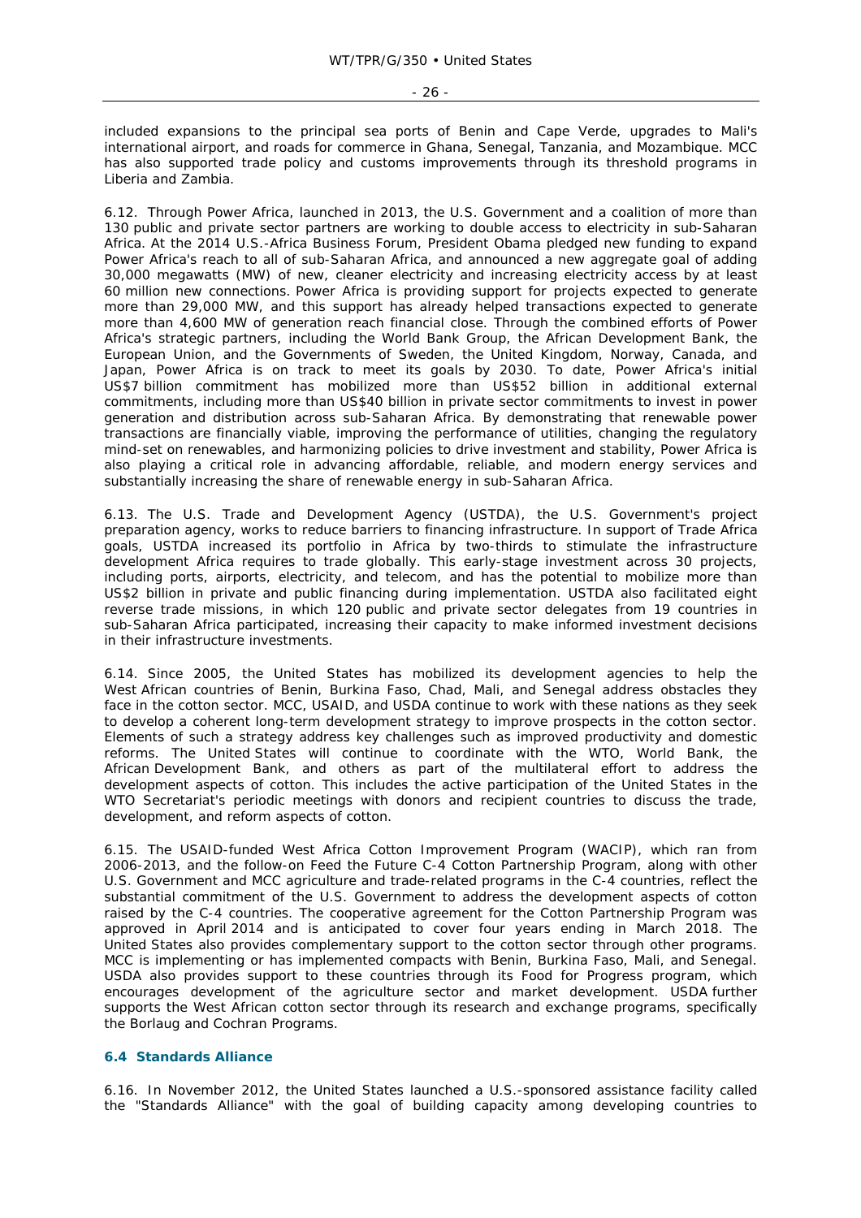included expansions to the principal sea ports of Benin and Cape Verde, upgrades to Mali's international airport, and roads for commerce in Ghana, Senegal, Tanzania, and Mozambique. MCC has also supported trade policy and customs improvements through its threshold programs in Liberia and Zambia.

6.12. Through Power Africa, launched in 2013, the U.S. Government and a coalition of more than 130 public and private sector partners are working to double access to electricity in sub-Saharan Africa. At the 2014 U.S.-Africa Business Forum, President Obama pledged new funding to expand Power Africa's reach to all of sub-Saharan Africa, and announced a new aggregate goal of adding 30,000 megawatts (MW) of new, cleaner electricity and increasing electricity access by at least 60 million new connections. Power Africa is providing support for projects expected to generate more than 29,000 MW, and this support has already helped transactions expected to generate more than 4,600 MW of generation reach financial close. Through the combined efforts of Power Africa's strategic partners, including the World Bank Group, the African Development Bank, the European Union, and the Governments of Sweden, the United Kingdom, Norway, Canada, and Japan, Power Africa is on track to meet its goals by 2030. To date, Power Africa's initial US$7 billion commitment has mobilized more than US$52 billion in additional external commitments, including more than US$40 billion in private sector commitments to invest in power generation and distribution across sub-Saharan Africa. By demonstrating that renewable power transactions are financially viable, improving the performance of utilities, changing the regulatory mind-set on renewables, and harmonizing policies to drive investment and stability, Power Africa is also playing a critical role in advancing affordable, reliable, and modern energy services and substantially increasing the share of renewable energy in sub-Saharan Africa.

6.13. The U.S. Trade and Development Agency (USTDA), the U.S. Government's project preparation agency, works to reduce barriers to financing infrastructure. In support of Trade Africa goals, USTDA increased its portfolio in Africa by two-thirds to stimulate the infrastructure development Africa requires to trade globally. This early-stage investment across 30 projects, including ports, airports, electricity, and telecom, and has the potential to mobilize more than US$2 billion in private and public financing during implementation. USTDA also facilitated eight reverse trade missions, in which 120 public and private sector delegates from 19 countries in sub-Saharan Africa participated, increasing their capacity to make informed investment decisions in their infrastructure investments.

6.14. Since 2005, the United States has mobilized its development agencies to help the West African countries of Benin, Burkina Faso, Chad, Mali, and Senegal address obstacles they face in the cotton sector. MCC, USAID, and USDA continue to work with these nations as they seek to develop a coherent long-term development strategy to improve prospects in the cotton sector. Elements of such a strategy address key challenges such as improved productivity and domestic reforms. The United States will continue to coordinate with the WTO, World Bank, the African Development Bank, and others as part of the multilateral effort to address the development aspects of cotton. This includes the active participation of the United States in the WTO Secretariat's periodic meetings with donors and recipient countries to discuss the trade, development, and reform aspects of cotton.

6.15. The USAID-funded West Africa Cotton Improvement Program (WACIP), which ran from 2006-2013, and the follow-on Feed the Future C-4 Cotton Partnership Program, along with other U.S. Government and MCC agriculture and trade-related programs in the C-4 countries, reflect the substantial commitment of the U.S. Government to address the development aspects of cotton raised by the C-4 countries. The cooperative agreement for the Cotton Partnership Program was approved in April 2014 and is anticipated to cover four years ending in March 2018. The United States also provides complementary support to the cotton sector through other programs. MCC is implementing or has implemented compacts with Benin, Burkina Faso, Mali, and Senegal. USDA also provides support to these countries through its Food for Progress program, which encourages development of the agriculture sector and market development. USDA further supports the West African cotton sector through its research and exchange programs, specifically the Borlaug and Cochran Programs.

### 6.4 Standards Alliance

6.16. In November 2012, the United States launched a U.S.-sponsored assistance facility called the "Standards Alliance" with the goal of building capacity among developing countries to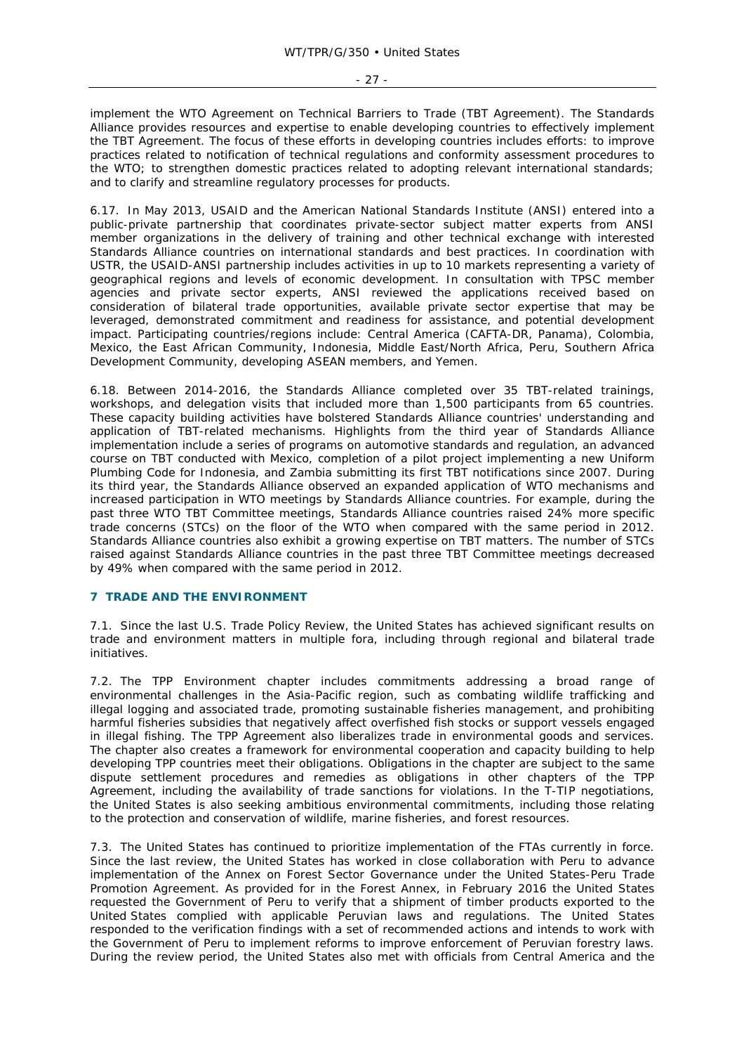implement the WTO Agreement on Technical Barriers to Trade (TBT Agreement). The Standards Alliance provides resources and expertise to enable developing countries to effectively implement the TBT Agreement. The focus of these efforts in developing countries includes efforts: to improve practices related to notification of technical regulations and conformity assessment procedures to the WTO; to strengthen domestic practices related to adopting relevant international standards; and to clarify and streamline regulatory processes for products.

6.17. In May 2013, USAID and the American National Standards Institute (ANSI) entered into a public-private partnership that coordinates private-sector subject matter experts from ANSI member organizations in the delivery of training and other technical exchange with interested Standards Alliance countries on international standards and best practices. In coordination with USTR, the USAID-ANSI partnership includes activities in up to 10 markets representing a variety of geographical regions and levels of economic development. In consultation with TPSC member agencies and private sector experts, ANSI reviewed the applications received based on consideration of bilateral trade opportunities, available private sector expertise that may be leveraged, demonstrated commitment and readiness for assistance, and potential development impact. Participating countries/regions include: Central America (CAFTA-DR, Panama), Colombia, Mexico, the East African Community, Indonesia, Middle East/North Africa, Peru, Southern Africa Development Community, developing ASEAN members, and Yemen.

6.18. Between 2014-2016, the Standards Alliance completed over 35 TBT-related trainings, workshops, and delegation visits that included more than 1,500 participants from 65 countries. These capacity building activities have bolstered Standards Alliance countries' understanding and application of TBT-related mechanisms. Highlights from the third year of Standards Alliance implementation include a series of programs on automotive standards and regulation, an advanced course on TBT conducted with Mexico, completion of a pilot project implementing a new Uniform Plumbing Code for Indonesia, and Zambia submitting its first TBT notifications since 2007. During its third year, the Standards Alliance observed an expanded application of WTO mechanisms and increased participation in WTO meetings by Standards Alliance countries. For example, during the past three WTO TBT Committee meetings, Standards Alliance countries raised 24% more specific trade concerns (STCs) on the floor of the WTO when compared with the same period in 2012. Standards Alliance countries also exhibit a growing expertise on TBT matters. The number of STCs raised against Standards Alliance countries in the past three TBT Committee meetings decreased by 49% when compared with the same period in 2012.

## 7 TRADE AND THE ENVIRONMENT

7.1. Since the last U.S. Trade Policy Review, the United States has achieved significant results on trade and environment matters in multiple fora, including through regional and bilateral trade initiatives.

7.2. The TPP Environment chapter includes commitments addressing a broad range of environmental challenges in the Asia-Pacific region, such as combating wildlife trafficking and illegal logging and associated trade, promoting sustainable fisheries management, and prohibiting harmful fisheries subsidies that negatively affect overfished fish stocks or support vessels engaged in illegal fishing. The TPP Agreement also liberalizes trade in environmental goods and services. The chapter also creates a framework for environmental cooperation and capacity building to help developing TPP countries meet their obligations. Obligations in the chapter are subject to the same dispute settlement procedures and remedies as obligations in other chapters of the TPP Agreement, including the availability of trade sanctions for violations. In the T-TIP negotiations, the United States is also seeking ambitious environmental commitments, including those relating to the protection and conservation of wildlife, marine fisheries, and forest resources.

7.3. The United States has continued to prioritize implementation of the FTAs currently in force. Since the last review, the United States has worked in close collaboration with Peru to advance implementation of the Annex on Forest Sector Governance under the United States-Peru Trade Promotion Agreement. As provided for in the Forest Annex, in February 2016 the United States requested the Government of Peru to verify that a shipment of timber products exported to the United States complied with applicable Peruvian laws and regulations. The United States responded to the verification findings with a set of recommended actions and intends to work with the Government of Peru to implement reforms to improve enforcement of Peruvian forestry laws. During the review period, the United States also met with officials from Central America and the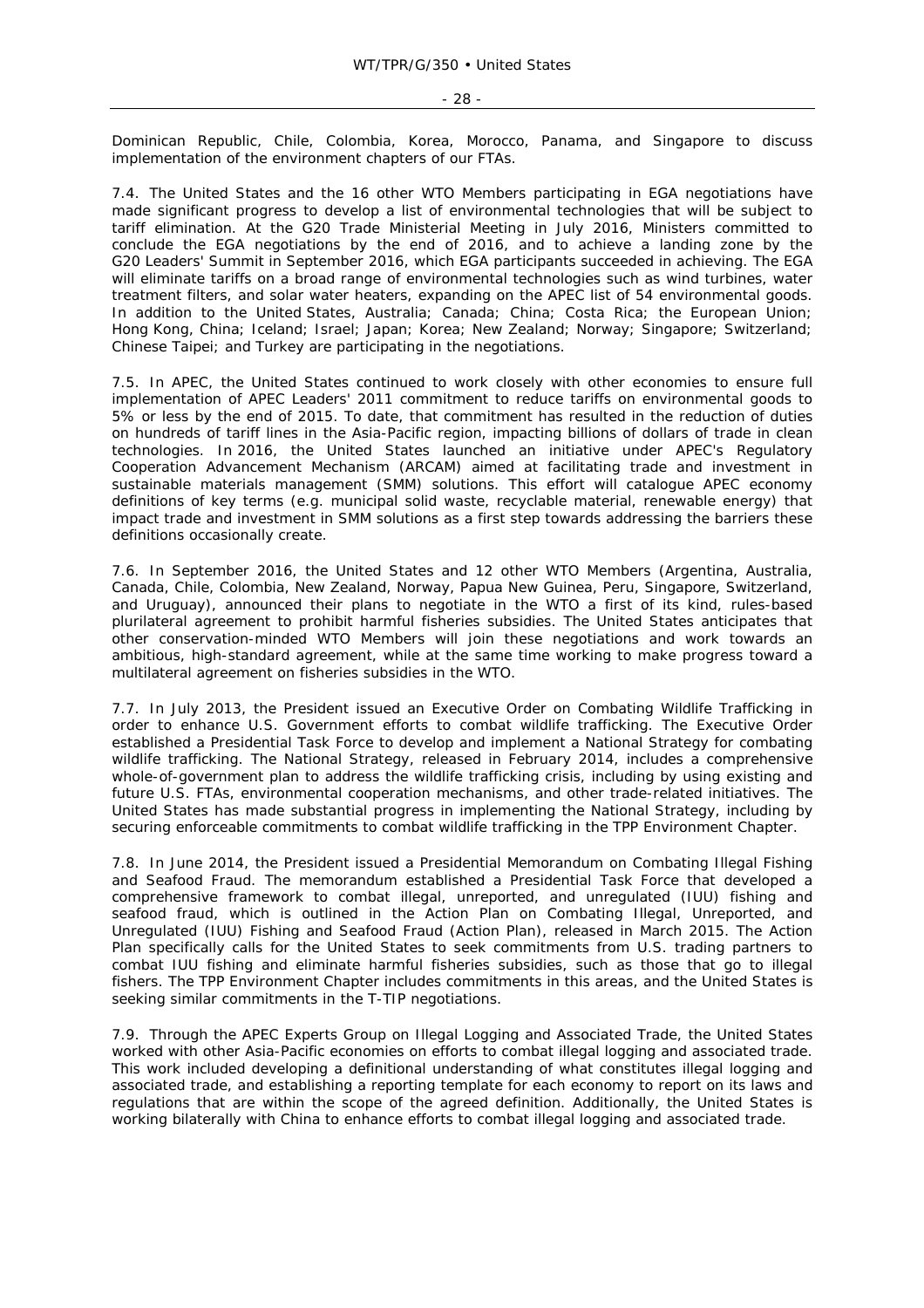Dominican Republic, Chile, Colombia, Korea, Morocco, Panama, and Singapore to discuss implementation of the environment chapters of our FTAs.

7.4. The United States and the 16 other WTO Members participating in EGA negotiations have made significant progress to develop a list of environmental technologies that will be subject to tariff elimination. At the G20 Trade Ministerial Meeting in July 2016, Ministers committed to conclude the EGA negotiations by the end of 2016, and to achieve a landing zone by the G20 Leaders' Summit in September 2016, which EGA participants succeeded in achieving. The EGA will eliminate tariffs on a broad range of environmental technologies such as wind turbines, water treatment filters, and solar water heaters, expanding on the APEC list of 54 environmental goods. In addition to the United States, Australia; Canada; China; Costa Rica; the European Union; Hong Kong, China; Iceland; Israel; Japan; Korea; New Zealand; Norway; Singapore; Switzerland; Chinese Taipei; and Turkey are participating in the negotiations.

7.5. In APEC, the United States continued to work closely with other economies to ensure full implementation of APEC Leaders' 2011 commitment to reduce tariffs on environmental goods to 5% or less by the end of 2015. To date, that commitment has resulted in the reduction of duties on hundreds of tariff lines in the Asia-Pacific region, impacting billions of dollars of trade in clean technologies. In 2016, the United States launched an initiative under APEC's Regulatory Cooperation Advancement Mechanism (ARCAM) aimed at facilitating trade and investment in sustainable materials management (SMM) solutions. This effort will catalogue APEC economy definitions of key terms (e.g. municipal solid waste, recyclable material, renewable energy) that impact trade and investment in SMM solutions as a first step towards addressing the barriers these definitions occasionally create.

7.6. In September 2016, the United States and 12 other WTO Members (Argentina, Australia, Canada, Chile, Colombia, New Zealand, Norway, Papua New Guinea, Peru, Singapore, Switzerland, and Uruguay), announced their plans to negotiate in the WTO a first of its kind, rules-based plurilateral agreement to prohibit harmful fisheries subsidies. The United States anticipates that other conservation-minded WTO Members will join these negotiations and work towards an ambitious, high-standard agreement, while at the same time working to make progress toward a multilateral agreement on fisheries subsidies in the WTO.

7.7. In July 2013, the President issued an Executive Order on Combating Wildlife Trafficking in order to enhance U.S. Government efforts to combat wildlife trafficking. The Executive Order established a Presidential Task Force to develop and implement a National Strategy for combating wildlife trafficking. The National Strategy, released in February 2014, includes a comprehensive whole-of-government plan to address the wildlife trafficking crisis, including by using existing and future U.S. FTAs, environmental cooperation mechanisms, and other trade-related initiatives. The United States has made substantial progress in implementing the National Strategy, including by securing enforceable commitments to combat wildlife trafficking in the TPP Environment Chapter.

7.8. In June 2014, the President issued a Presidential Memorandum on Combating Illegal Fishing and Seafood Fraud. The memorandum established a Presidential Task Force that developed a comprehensive framework to combat illegal, unreported, and unregulated (IUU) fishing and seafood fraud, which is outlined in the Action Plan on Combating Illegal, Unreported, and Unregulated (IUU) Fishing and Seafood Fraud (Action Plan), released in March 2015. The Action Plan specifically calls for the United States to seek commitments from U.S. trading partners to combat IUU fishing and eliminate harmful fisheries subsidies, such as those that go to illegal fishers. The TPP Environment Chapter includes commitments in this areas, and the United States is seeking similar commitments in the T-TIP negotiations.

7.9. Through the APEC Experts Group on Illegal Logging and Associated Trade, the United States worked with other Asia-Pacific economies on efforts to combat illegal logging and associated trade. This work included developing a definitional understanding of what constitutes illegal logging and associated trade, and establishing a reporting template for each economy to report on its laws and regulations that are within the scope of the agreed definition. Additionally, the United States is working bilaterally with China to enhance efforts to combat illegal logging and associated trade.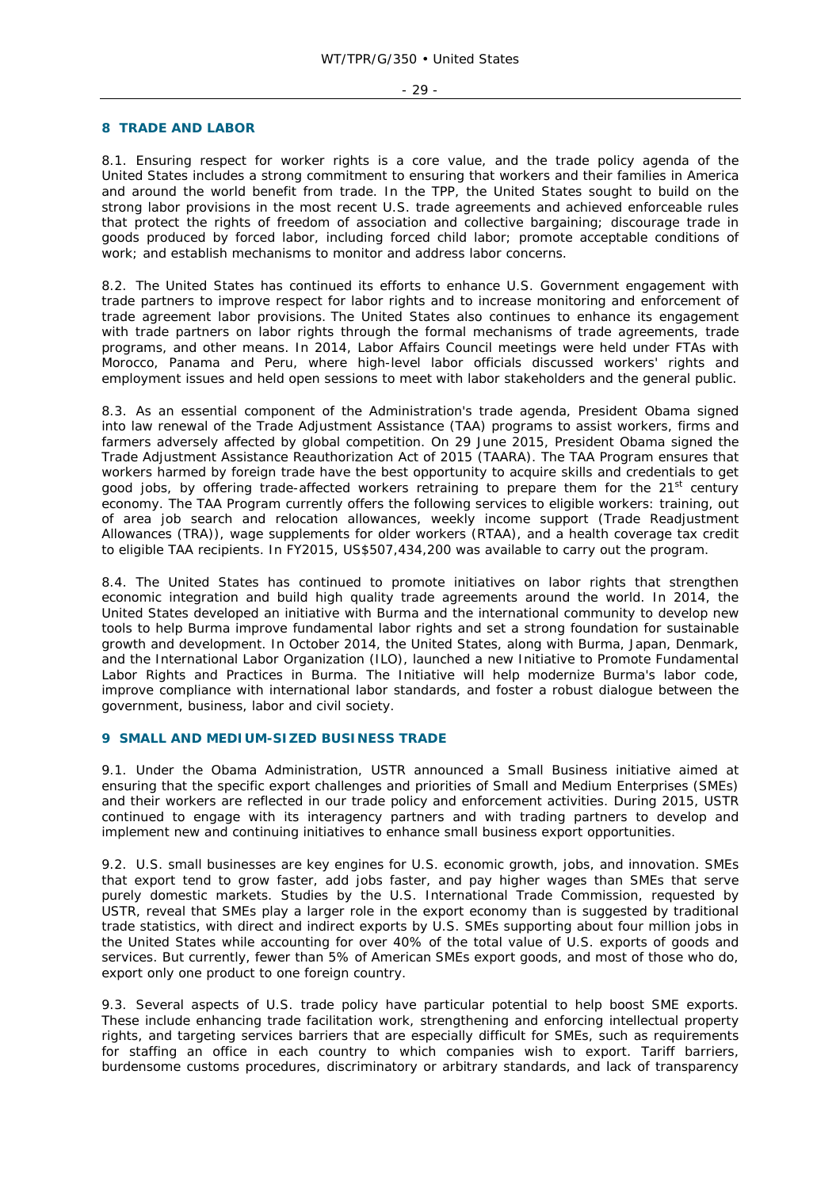## 8 TRADE AND LABOR

8.1. Ensuring respect for worker rights is a core value, and the trade policy agenda of the United States includes a strong commitment to ensuring that workers and their families in America and around the world benefit from trade. In the TPP, the United States sought to build on the strong labor provisions in the most recent U.S. trade agreements and achieved enforceable rules that protect the rights of freedom of association and collective bargaining; discourage trade in goods produced by forced labor, including forced child labor; promote acceptable conditions of work; and establish mechanisms to monitor and address labor concerns.

8.2. The United States has continued its efforts to enhance U.S. Government engagement with trade partners to improve respect for labor rights and to increase monitoring and enforcement of trade agreement labor provisions. The United States also continues to enhance its engagement with trade partners on labor rights through the formal mechanisms of trade agreements, trade programs, and other means. In 2014, Labor Affairs Council meetings were held under FTAs with Morocco, Panama and Peru, where high-level labor officials discussed workers' rights and employment issues and held open sessions to meet with labor stakeholders and the general public.

8.3. As an essential component of the Administration's trade agenda, President Obama signed into law renewal of the Trade Adjustment Assistance (TAA) programs to assist workers, firms and farmers adversely affected by global competition. On 29 June 2015, President Obama signed the Trade Adjustment Assistance Reauthorization Act of 2015 (TAARA). The TAA Program ensures that workers harmed by foreign trade have the best opportunity to acquire skills and credentials to get good jobs, by offering trade-affected workers retraining to prepare them for the 21st century economy. The TAA Program currently offers the following services to eligible workers: training, out of area job search and relocation allowances, weekly income support (Trade Readjustment Allowances (TRA)), wage supplements for older workers (RTAA), and a health coverage tax credit to eligible TAA recipients. In FY2015, US$507,434,200 was available to carry out the program.

8.4. The United States has continued to promote initiatives on labor rights that strengthen economic integration and build high quality trade agreements around the world. In 2014, the United States developed an initiative with Burma and the international community to develop new tools to help Burma improve fundamental labor rights and set a strong foundation for sustainable growth and development. In October 2014, the United States, along with Burma, Japan, Denmark, and the International Labor Organization (ILO), launched a new Initiative to Promote Fundamental Labor Rights and Practices in Burma. The Initiative will help modernize Burma's labor code, improve compliance with international labor standards, and foster a robust dialogue between the government, business, labor and civil society.

## 9 SMALL AND MEDIUM-SIZED BUSINESS TRADE

9.1. Under the Obama Administration, USTR announced a Small Business initiative aimed at ensuring that the specific export challenges and priorities of Small and Medium Enterprises (SMEs) and their workers are reflected in our trade policy and enforcement activities. During 2015, USTR continued to engage with its interagency partners and with trading partners to develop and implement new and continuing initiatives to enhance small business export opportunities.

9.2. U.S. small businesses are key engines for U.S. economic growth, jobs, and innovation. SMEs that export tend to grow faster, add jobs faster, and pay higher wages than SMEs that serve purely domestic markets. Studies by the U.S. International Trade Commission, requested by USTR, reveal that SMEs play a larger role in the export economy than is suggested by traditional trade statistics, with direct and indirect exports by U.S. SMEs supporting about four million jobs in the United States while accounting for over 40% of the total value of U.S. exports of goods and services. But currently, fewer than 5% of American SMEs export goods, and most of those who do, export only one product to one foreign country.

9.3. Several aspects of U.S. trade policy have particular potential to help boost SME exports. These include enhancing trade facilitation work, strengthening and enforcing intellectual property rights, and targeting services barriers that are especially difficult for SMEs, such as requirements for staffing an office in each country to which companies wish to export. Tariff barriers, burdensome customs procedures, discriminatory or arbitrary standards, and lack of transparency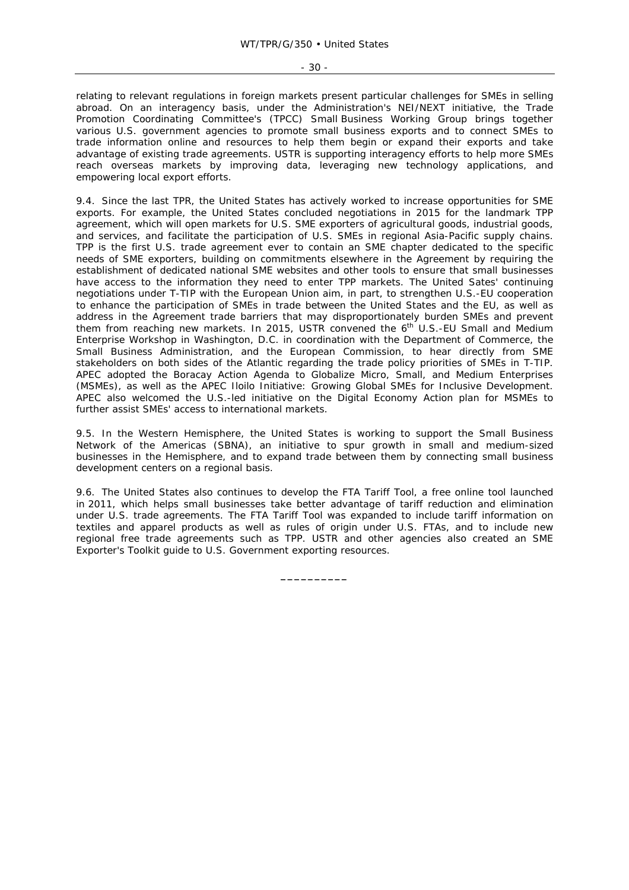relating to relevant regulations in foreign markets present particular challenges for SMEs in selling abroad. On an interagency basis, under the Administration's NEI/NEXT initiative, the Trade Promotion Coordinating Committee's (TPCC) Small Business Working Group brings together various U.S. government agencies to promote small business exports and to connect SMEs to trade information online and resources to help them begin or expand their exports and take advantage of existing trade agreements. USTR is supporting interagency efforts to help more SMEs reach overseas markets by improving data, leveraging new technology applications, and empowering local export efforts.

9.4. Since the last TPR, the United States has actively worked to increase opportunities for SME exports. For example, the United States concluded negotiations in 2015 for the landmark TPP agreement, which will open markets for U.S. SME exporters of agricultural goods, industrial goods, and services, and facilitate the participation of U.S. SMEs in regional Asia-Pacific supply chains. TPP is the first U.S. trade agreement ever to contain an SME chapter dedicated to the specific needs of SME exporters, building on commitments elsewhere in the Agreement by requiring the establishment of dedicated national SME websites and other tools to ensure that small businesses have access to the information they need to enter TPP markets. The United Sates' continuing negotiations under T-TIP with the European Union aim, in part, to strengthen U.S.-EU cooperation to enhance the participation of SMEs in trade between the United States and the EU, as well as address in the Agreement trade barriers that may disproportionately burden SMEs and prevent them from reaching new markets. In 2015, USTR convened the 6th U.S.-EU Small and Medium Enterprise Workshop in Washington, D.C. in coordination with the Department of Commerce, the Small Business Administration, and the European Commission, to hear directly from SME stakeholders on both sides of the Atlantic regarding the trade policy priorities of SMEs in T-TIP. APEC adopted the Boracay Action Agenda to Globalize Micro, Small, and Medium Enterprises (MSMEs), as well as the APEC Iloilo Initiative: Growing Global SMEs for Inclusive Development. APEC also welcomed the U.S.-led initiative on the Digital Economy Action plan for MSMEs to further assist SMEs' access to international markets.

9.5. In the Western Hemisphere, the United States is working to support the Small Business Network of the Americas (SBNA), an initiative to spur growth in small and medium-sized businesses in the Hemisphere, and to expand trade between them by connecting small business development centers on a regional basis.

9.6. The United States also continues to develop the FTA Tariff Tool, a free online tool launched in 2011, which helps small businesses take better advantage of tariff reduction and elimination under U.S. trade agreements. The FTA Tariff Tool was expanded to include tariff information on textiles and apparel products as well as rules of origin under U.S. FTAs, and to include new regional free trade agreements such as TPP. USTR and other agencies also created an SME Exporter's Toolkit guide to U.S. Government exporting resources.

__________